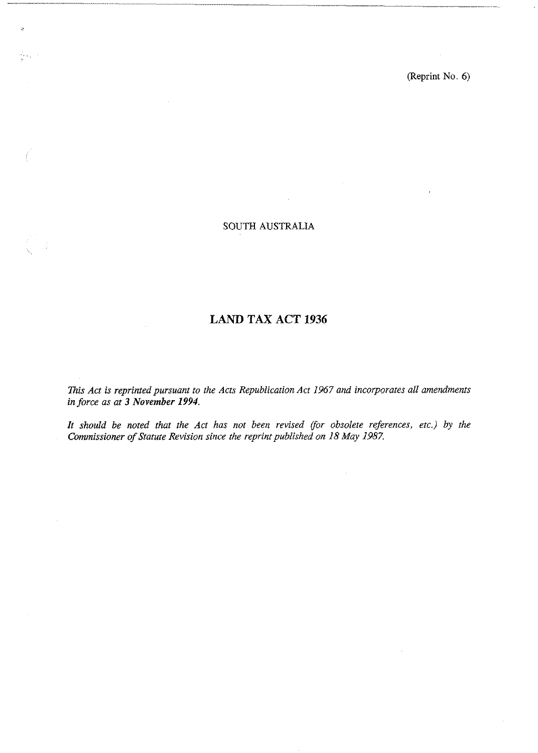(Reprint No. 6)

SOUTH AUSTRALIA

# LAND TAX ACT 1936

*This Act is reprinted pursuant to the Acts Republication Act 1967 and incorporates all amendments in force as at **3 November 1994**.*

*It should be noted that the Act has not been revised (for obsolete references, etc.) by the Commissioner of Statute Revision since the reprint published on 18 May 1987.*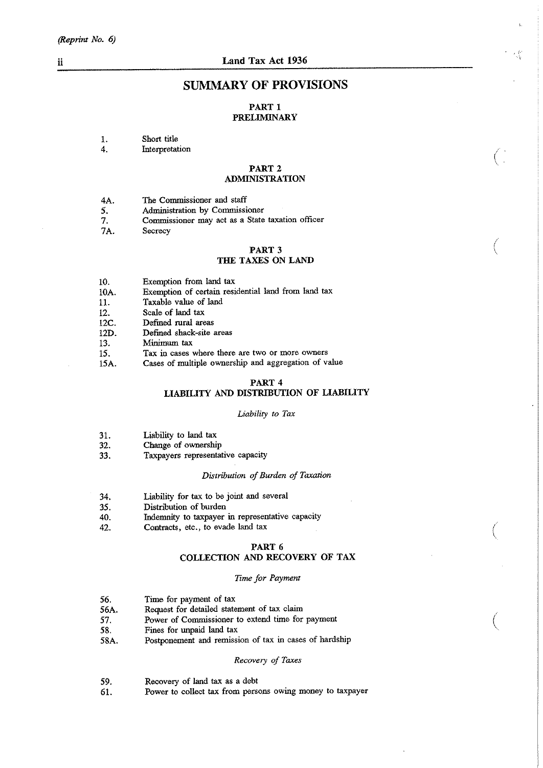(Reprint No. 6)

# SUMMARY OF PROVISIONS

## PART 1
## PRELIMINARY

1. Short title
4. Interpretation

## PART 2
## ADMINISTRATION

4A. The Commissioner and staff
5. Administration by Commissioner
7. Commissioner may act as a State taxation officer
7A. Secrecy

## PART 3
## THE TAXES ON LAND

10. Exemption from land tax
10A. Exemption of certain residential land from land tax
11. Taxable value of land
12. Scale of land tax
12C. Defined rural areas
12D. Defined shack-site areas
13. Minimum tax
15. Tax in cases where there are two or more owners
15A. Cases of multiple ownership and aggregation of value

## PART 4
## LIABILITY AND DISTRIBUTION OF LIABILITY

*Liability to Tax*

31. Liability to land tax
32. Change of ownership
33. Taxpayers representative capacity

*Distribution of Burden of Taxation*

34. Liability for tax to be joint and several
35. Distribution of burden
40. Indemnity to taxpayer in representative capacity
42. Contracts, etc., to evade land tax

## PART 6
## COLLECTION AND RECOVERY OF TAX

*Time for Payment*

56. Time for payment of tax
56A. Request for detailed statement of tax claim
57. Power of Commissioner to extend time for payment
58. Fines for unpaid land tax
58A. Postponement and remission of tax in cases of hardship

*Recovery of Taxes*

59. Recovery of land tax as a debt
61. Power to collect tax from persons owing money to taxpayer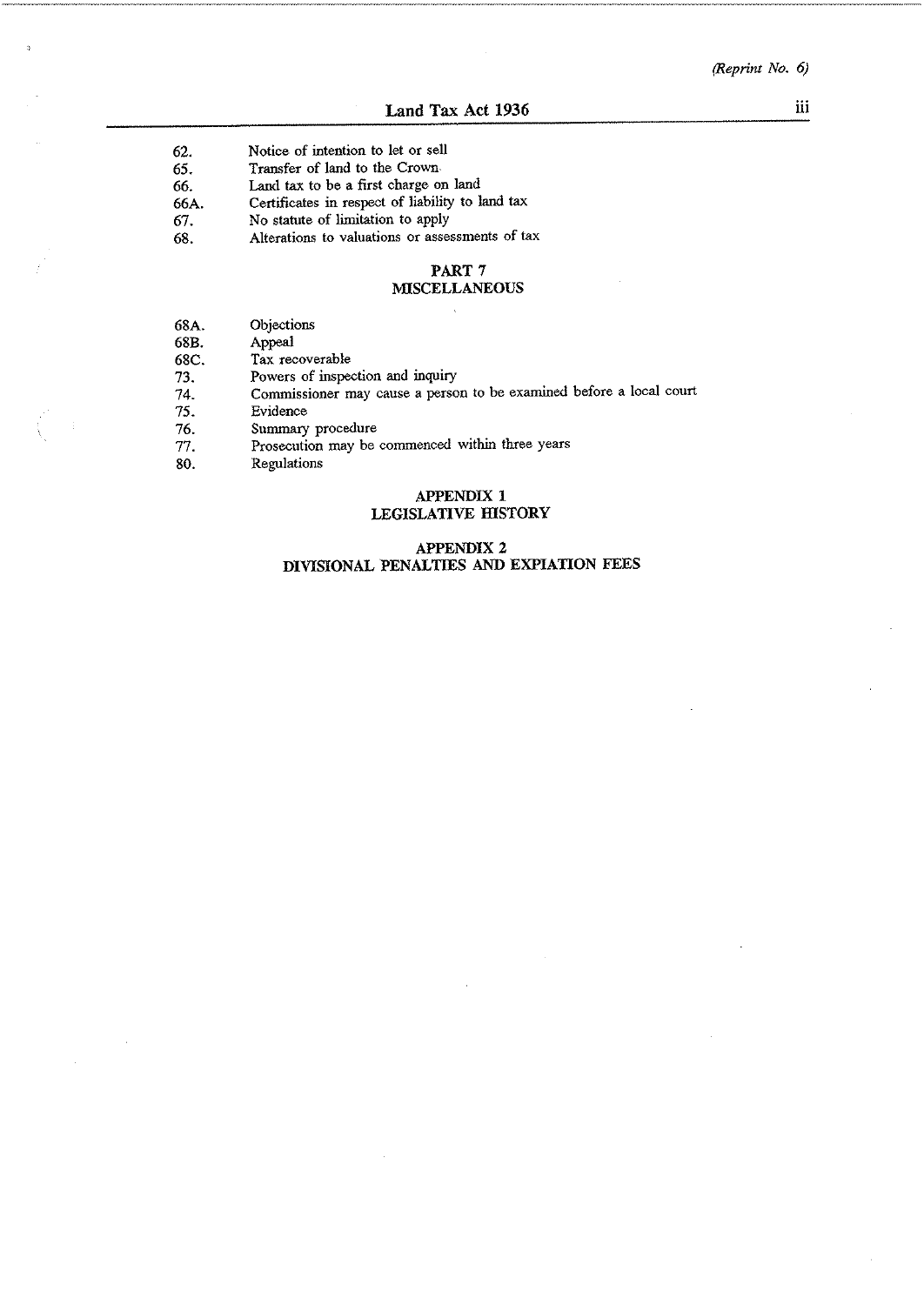| | |
|---|---|
| 62. | Notice of intention to let or sell |
| 65. | Transfer of land to the Crown |
| 66. | Land tax to be a first charge on land |
| 66A. | Certificates in respect of liability to land tax |
| 67. | No statute of limitation to apply |
| 68. | Alterations to valuations or assessments of tax |

## PART 7
## MISCELLANEOUS

| | |
|---|---|
| 68A. | Objections |
| 68B. | Appeal |
| 68C. | Tax recoverable |
| 73. | Powers of inspection and inquiry |
| 74. | Commissioner may cause a person to be examined before a local court |
| 75. | Evidence |
| 76. | Summary procedure |
| 77. | Prosecution may be commenced within three years |
| 80. | Regulations |

## APPENDIX 1
## LEGISLATIVE HISTORY

## APPENDIX 2
## DIVISIONAL PENALTIES AND EXPIATION FEES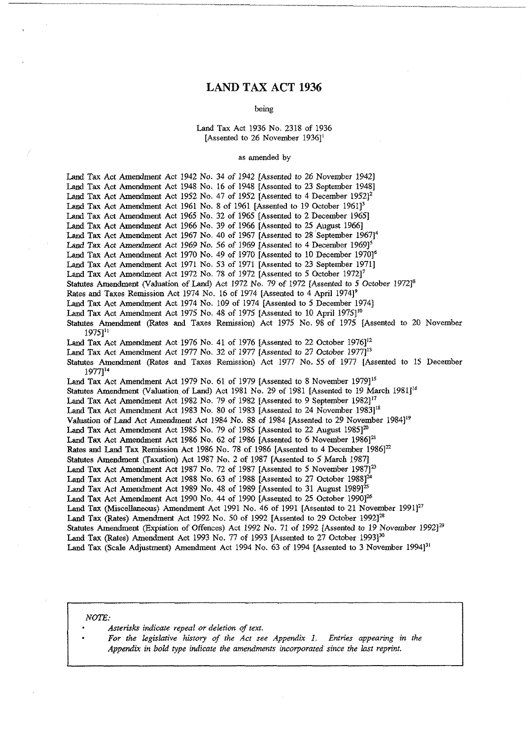# LAND TAX ACT 1936

being

Land Tax Act 1936 No. 2318 of 1936
[Assented to 26 November 1936][1]

as amended by

Land Tax Act Amendment Act 1942 No. 34 of 1942 [Assented to 26 November 1942]
Land Tax Act Amendment Act 1948 No. 16 of 1948 [Assented to 23 September 1948]
Land Tax Act Amendment Act 1952 No. 47 of 1952 [Assented to 4 December 1952][2]
Land Tax Act Amendment Act 1961 No. 8 of 1961 [Assented to 19 October 1961][3]
Land Tax Act Amendment Act 1965 No. 32 of 1965 [Assented to 2 December 1965]
Land Tax Act Amendment Act 1966 No. 39 of 1966 [Assented to 25 August 1966]
Land Tax Act Amendment Act 1967 No. 40 of 1967 [Assented to 28 September 1967][4]
Land Tax Act Amendment Act 1969 No. 56 of 1969 [Assented to 4 December 1969][5]
Land Tax Act Amendment Act 1970 No. 49 of 1970 [Assented to 10 December 1970][6]
Land Tax Act Amendment Act 1971 No. 53 of 1971 [Assented to 23 September 1971]
Land Tax Act Amendment Act 1972 No. 78 of 1972 [Assented to 5 October 1972][7]
Statutes Amendment (Valuation of Land) Act 1972 No. 79 of 1972 [Assented to 5 October 1972][8]
Rates and Taxes Remission Act 1974 No. 16 of 1974 [Assented to 4 April 1974][9]
Land Tax Act Amendment Act 1974 No. 109 of 1974 [Assented to 5 December 1974]
Land Tax Act Amendment Act 1975 No. 48 of 1975 [Assented to 10 April 1975][10]
Statutes Amendment (Rates and Taxes Remission) Act 1975 No. 98 of 1975 [Assented to 20 November 1975][11]
Land Tax Act Amendment Act 1976 No. 41 of 1976 [Assented to 22 October 1976][12]
Land Tax Act Amendment Act 1977 No. 32 of 1977 [Assented to 27 October 1977][13]
Statutes Amendment (Rates and Taxes Remission) Act 1977 No. 55 of 1977 [Assented to 15 December 1977][14]
Land Tax Act Amendment Act 1979 No. 61 of 1979 [Assented to 8 November 1979][15]
Statutes Amendment (Valuation of Land) Act 1981 No. 29 of 1981 [Assented to 19 March 1981][16]
Land Tax Act Amendment Act 1982 No. 79 of 1982 [Assented to 9 September 1982][17]
Land Tax Act Amendment Act 1983 No. 80 of 1983 [Assented to 24 November 1983][18]
Valuation of Land Act Amendment Act 1984 No. 88 of 1984 [Assented to 29 November 1984][19]
Land Tax Act Amendment Act 1985 No. 79 of 1985 [Assented to 22 August 1985][20]
Land Tax Act Amendment Act 1986 No. 62 of 1986 [Assented to 6 November 1986][21]
Rates and Land Tax Remission Act 1986 No. 78 of 1986 [Assented to 4 December 1986][22]
Statutes Amendment (Taxation) Act 1987 No. 2 of 1987 [Assented to 5 March 1987]
Land Tax Act Amendment Act 1987 No. 72 of 1987 [Assented to 5 November 1987][23]
Land Tax Act Amendment Act 1988 No. 63 of 1988 [Assented to 27 October 1988][24]
Land Tax Act Amendment Act 1989 No. 48 of 1989 [Assented to 31 August 1989][25]
Land Tax Act Amendment Act 1990 No. 44 of 1990 [Assented to 25 October 1990][26]
Land Tax (Miscellaneous) Amendment Act 1991 No. 46 of 1991 [Assented to 21 November 1991][27]
Land Tax (Rates) Amendment Act 1992 No. 50 of 1992 [Assented to 29 October 1992][28]
Statutes Amendment (Expiation of Offences) Act 1992 No. 71 of 1992 [Assented to 19 November 1992][29]
Land Tax (Rates) Amendment Act 1993 No. 77 of 1993 [Assented to 27 October 1993][30]
Land Tax (Scale Adjustment) Amendment Act 1994 No. 63 of 1994 [Assented to 3 November 1994][31]

*NOTE:*

- *Asterisks indicate repeal or deletion of text.*
- *For the legislative history of the Act see Appendix 1. Entries appearing in the Appendix in bold type indicate the amendments incorporated since the last reprint.*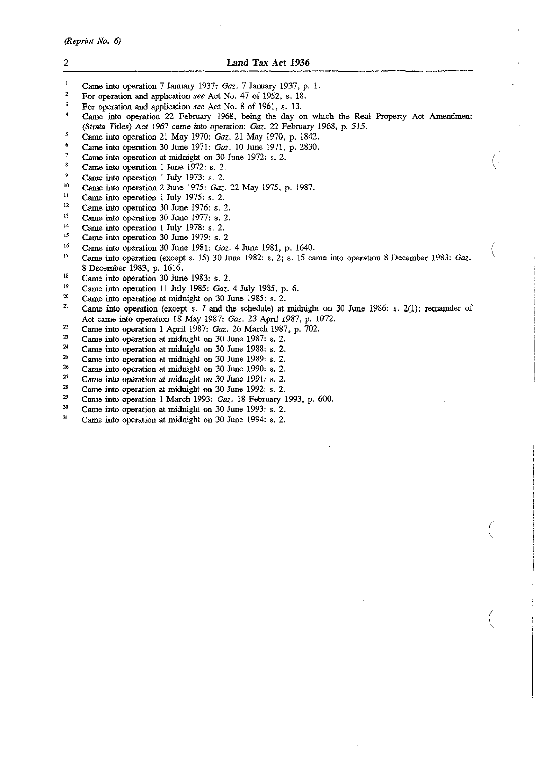1. Came into operation 7 January 1937: *Gaz.* 7 January 1937, p. 1.
2. For operation and application *see* Act No. 47 of 1952, s. 18.
3. For operation and application *see* Act No. 8 of 1961, s. 13.
4. Came into operation 22 February 1968, being the day on which the Real Property Act Amendment *(Strata Titles) Act 1967 came into operation: Gaz.* 22 February 1968, p. 515.
5. Came into operation 21 May 1970: *Gaz.* 21 May 1970, p. 1842.
6. Came into operation 30 June 1971: *Gaz.* 10 June 1971, p. 2830.
7. Came into operation at midnight on 30 June 1972: s. 2.
8. Came into operation 1 June 1972: s. 2.
9. Came into operation 1 July 1973: s. 2.
10. Came into operation 2 June 1975: *Gaz.* 22 May 1975, p. 1987.
11. Came into operation 1 July 1975: s. 2.
12. Came into operation 30 June 1976: s. 2.
13. Came into operation 30 June 1977: s. 2.
14. Came into operation 1 July 1978: s. 2.
15. Came into operation 30 June 1979: s. 2
16. Came into operation 30 June 1981: *Gaz.* 4 June 1981, p. 1640.
17. Came into operation (except s. 15) 30 June 1982: s. 2; s. 15 came into operation 8 December 1983: *Gaz.* 8 December 1983, p. 1616.
18. Came into operation 30 June 1983: s. 2.
19. Came into operation 11 July 1985: *Gaz.* 4 July 1985, p. 6.
20. Came into operation at midnight on 30 June 1985: s. 2.
21. Came into operation (except s. 7 and the schedule) at midnight on 30 June 1986: s. 2(1); remainder of Act came into operation 18 May 1987: *Gaz.* 23 April 1987, p. 1072.
22. Came into operation 1 April 1987: *Gaz.* 26 March 1987, p. 702.
23. Came into operation at midnight on 30 June 1987: s. 2.
24. Came into operation at midnight on 30 June 1988: s. 2.
25. Came into operation at midnight on 30 June 1989: s. 2.
26. Came into operation at midnight on 30 June 1990: s. 2.
27. Came into operation at midnight on 30 June 1991: s. 2.
28. Came into operation at midnight on 30 June 1992: s. 2.
29. Came into operation 1 March 1993: *Gaz.* 18 February 1993, p. 600.
30. Came into operation at midnight on 30 June 1993: s. 2.
31. Came into operation at midnight on 30 June 1994: s. 2.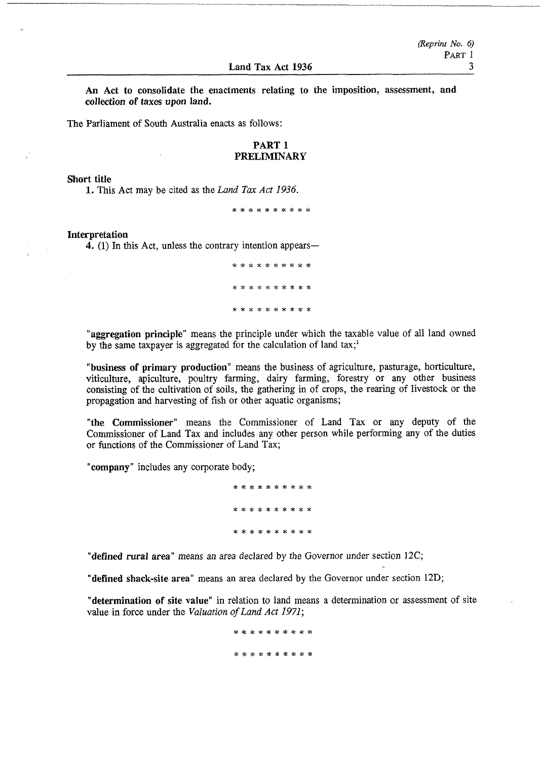**An Act to consolidate the enactments relating to the imposition, assessment, and collection of taxes upon land.**

The Parliament of South Australia enacts as follows:

## PART 1
## PRELIMINARY

**Short title**

**1.** This Act may be cited as the *Land Tax Act 1936.*

\* \* \* \* \* \* \* \* \* \*

**Interpretation**

**4.** (1) In this Act, unless the contrary intention appears—

\* \* \* \* \* \* \* \* \* \*

\* \* \* \* \* \* \* \* \* \*

\* \* \* \* \* \* \* \* \* \*

"**aggregation principle**" means the principle under which the taxable value of all land owned by the same taxpayer is aggregated for the calculation of land tax;[1]

"**business of primary production**" means the business of agriculture, pasturage, horticulture, viticulture, apiculture, poultry farming, dairy farming, forestry or any other business consisting of the cultivation of soils, the gathering in of crops, the rearing of livestock or the propagation and harvesting of fish or other aquatic organisms;

"**the Commissioner**" means the Commissioner of Land Tax or any deputy of the Commissioner of Land Tax and includes any other person while performing any of the duties or functions of the Commissioner of Land Tax;

"**company**" includes any corporate body;

\* \* \* \* \* \* \* \* \* \*

\* \* \* \* \* \* \* \* \* \*

\* \* \* \* \* \* \* \* \* \*

"**defined rural area**" means an area declared by the Governor under section 12C;

"**defined shack-site area**" means an area declared by the Governor under section 12D;

"**determination of site value**" in relation to land means a determination or assessment of site value in force under the *Valuation of Land Act 1971*;

\* \* \* \* \* \* \* \* \* \*

\* \* \* \* \* \* \* \* \* \*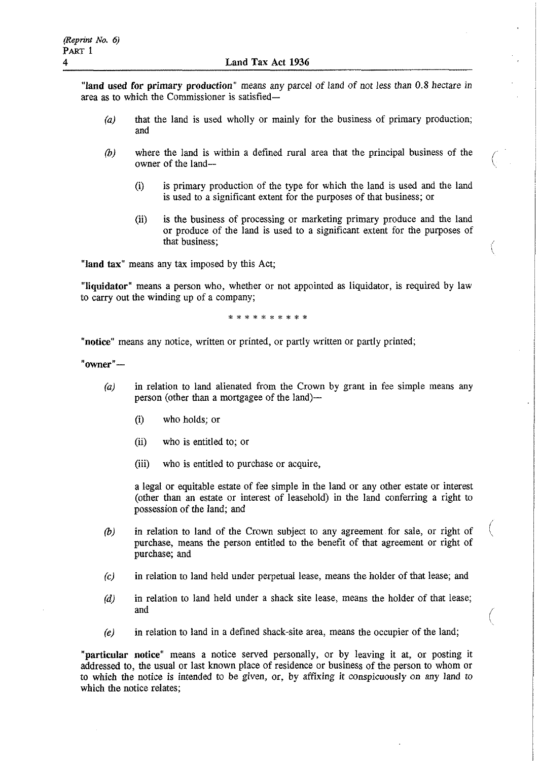"**land used for primary production**" means any parcel of land of not less than 0.8 hectare in area as to which the Commissioner is satisfied—

*(a)* that the land is used wholly or mainly for the business of primary production; and

*(b)* where the land is within a defined rural area that the principal business of the owner of the land—

(i) is primary production of the type for which the land is used and the land is used to a significant extent for the purposes of that business; or

(ii) is the business of processing or marketing primary produce and the land or produce of the land is used to a significant extent for the purposes of that business;

"**land tax**" means any tax imposed by this Act;

"**liquidator**" means a person who, whether or not appointed as liquidator, is required by law to carry out the winding up of a company;

\* \* \* \* \* \* \* \* \* \*

"**notice**" means any notice, written or printed, or partly written or partly printed;

"**owner**"—

*(a)* in relation to land alienated from the Crown by grant in fee simple means any person (other than a mortgagee of the land)—

(i) who holds; or

(ii) who is entitled to; or

(iii) who is entitled to purchase or acquire,

a legal or equitable estate of fee simple in the land or any other estate or interest (other than an estate or interest of leasehold) in the land conferring a right to possession of the land; and

*(b)* in relation to land of the Crown subject to any agreement for sale, or right of purchase, means the person entitled to the benefit of that agreement or right of purchase; and

*(c)* in relation to land held under perpetual lease, means the holder of that lease; and

*(d)* in relation to land held under a shack site lease, means the holder of that lease; and

*(e)* in relation to land in a defined shack-site area, means the occupier of the land;

"**particular notice**" means a notice served personally, or by leaving it at, or posting it addressed to, the usual or last known place of residence or business of the person to whom or to which the notice is intended to be given, or, by affixing it conspicuously on any land to which the notice relates;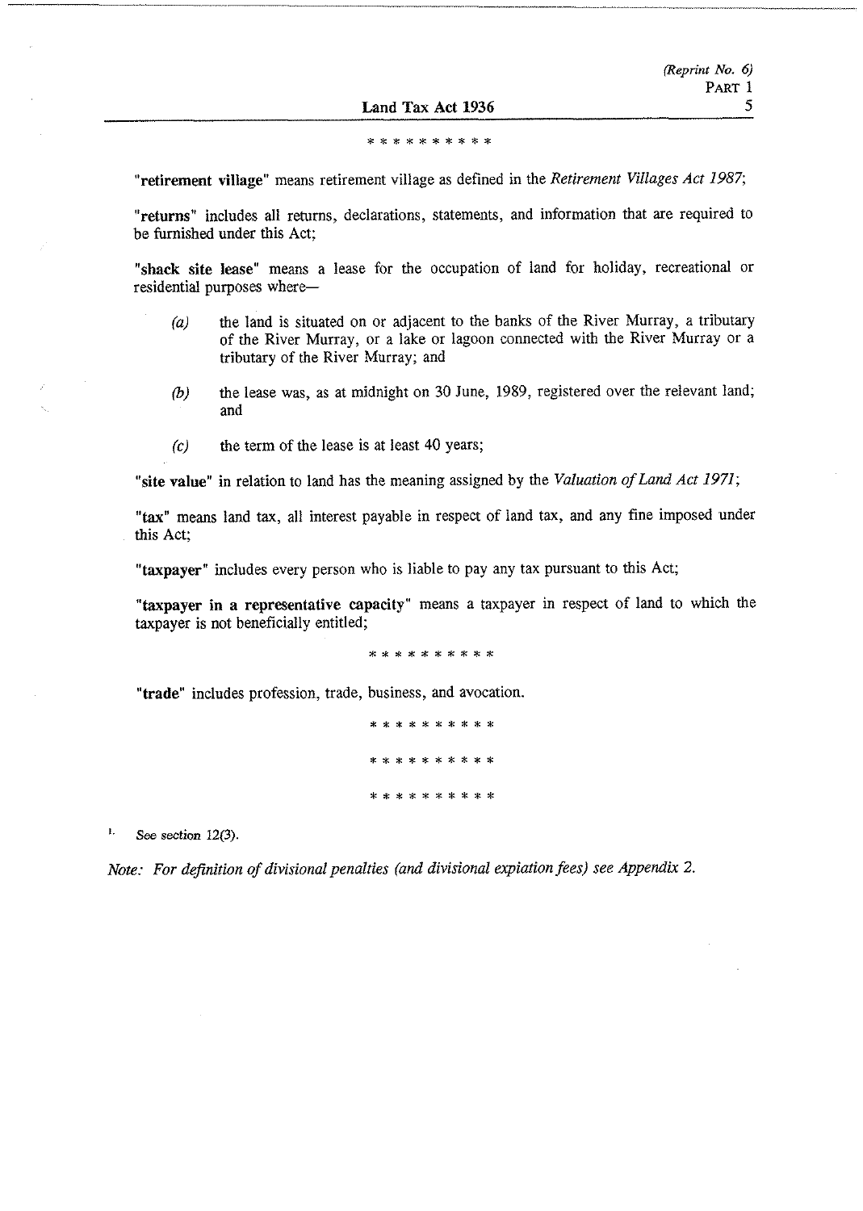\* \* \* \* \* \* \* \* \* \*

**"retirement village"** means retirement village as defined in the *Retirement Villages Act 1987*;

**"returns"** includes all returns, declarations, statements, and information that are required to be furnished under this Act;

**"shack site lease"** means a lease for the occupation of land for holiday, recreational or residential purposes where—

- *(a)* the land is situated on or adjacent to the banks of the River Murray, a tributary of the River Murray, or a lake or lagoon connected with the River Murray or a tributary of the River Murray; and
- *(b)* the lease was, as at midnight on 30 June, 1989, registered over the relevant land; and
- *(c)* the term of the lease is at least 40 years;

**"site value"** in relation to land has the meaning assigned by the *Valuation of Land Act 1971*;

**"tax"** means land tax, all interest payable in respect of land tax, and any fine imposed under this Act;

**"taxpayer"** includes every person who is liable to pay any tax pursuant to this Act;

**"taxpayer in a representative capacity"** means a taxpayer in respect of land to which the taxpayer is not beneficially entitled;

\* \* \* \* \* \* \* \* \* \*

**"trade"** includes profession, trade, business, and avocation.

\* \* \* \* \* \* \* \* \* \*

\* \* \* \* \* \* \* \* \* \*

\* \* \* \* \* \* \* \* \* \*

1. See section 12(3).

*Note: For definition of divisional penalties (and divisional expiation fees) see Appendix 2.*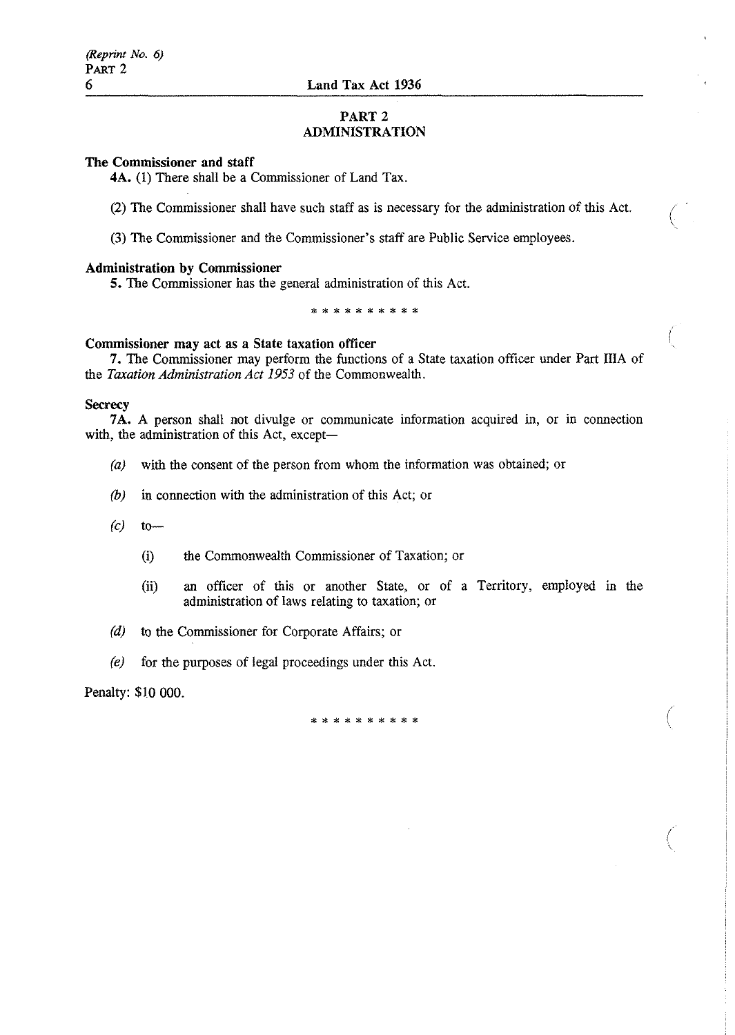## PART 2
## ADMINISTRATION

**The Commissioner and staff**

**4A.** (1) There shall be a Commissioner of Land Tax.

(2) The Commissioner shall have such staff as is necessary for the administration of this Act.

(3) The Commissioner and the Commissioner's staff are Public Service employees.

**Administration by Commissioner**

**5.** The Commissioner has the general administration of this Act.

\* \* \* \* \* \* \* \* \* \*

**Commissioner may act as a State taxation officer**

**7.** The Commissioner may perform the functions of a State taxation officer under Part IIIA of the *Taxation Administration Act 1953* of the Commonwealth.

**Secrecy**

**7A.** A person shall not divulge or communicate information acquired in, or in connection with, the administration of this Act, except—

*(a)* with the consent of the person from whom the information was obtained; or

*(b)* in connection with the administration of this Act; or

*(c)* to—

(i) the Commonwealth Commissioner of Taxation; or

(ii) an officer of this or another State, or of a Territory, employed in the administration of laws relating to taxation; or

*(d)* to the Commissioner for Corporate Affairs; or

*(e)* for the purposes of legal proceedings under this Act.

Penalty: $10 000.

\* \* \* \* \* \* \* \* \* \*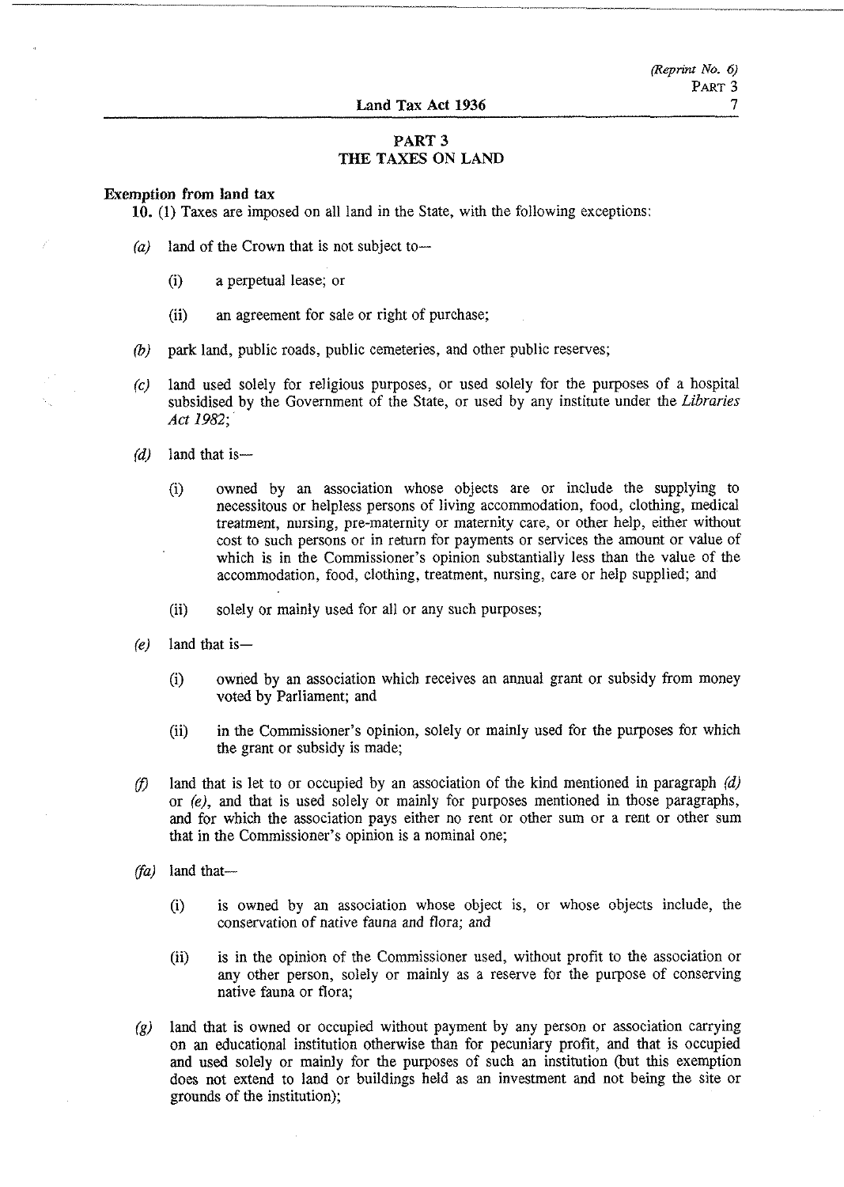## PART 3
## THE TAXES ON LAND

**Exemption from land tax**

**10.** (1) Taxes are imposed on all land in the State, with the following exceptions:

*(a)* land of the Crown that is not subject to—

(i) a perpetual lease; or

(ii) an agreement for sale or right of purchase;

*(b)* park land, public roads, public cemeteries, and other public reserves;

*(c)* land used solely for religious purposes, or used solely for the purposes of a hospital subsidised by the Government of the State, or used by any institute under the *Libraries Act 1982;*

*(d)* land that is—

(i) owned by an association whose objects are or include the supplying to necessitous or helpless persons of living accommodation, food, clothing, medical treatment, nursing, pre-maternity or maternity care, or other help, either without cost to such persons or in return for payments or services the amount or value of which is in the Commissioner's opinion substantially less than the value of the accommodation, food, clothing, treatment, nursing, care or help supplied; and

(ii) solely or mainly used for all or any such purposes;

*(e)* land that is—

(i) owned by an association which receives an annual grant or subsidy from money voted by Parliament; and

(ii) in the Commissioner's opinion, solely or mainly used for the purposes for which the grant or subsidy is made;

*(f)* land that is let to or occupied by an association of the kind mentioned in paragraph *(d)* or *(e)*, and that is used solely or mainly for purposes mentioned in those paragraphs, and for which the association pays either no rent or other sum or a rent or other sum that in the Commissioner's opinion is a nominal one;

*(fa)* land that—

(i) is owned by an association whose object is, or whose objects include, the conservation of native fauna and flora; and

(ii) is in the opinion of the Commissioner used, without profit to the association or any other person, solely or mainly as a reserve for the purpose of conserving native fauna or flora;

*(g)* land that is owned or occupied without payment by any person or association carrying on an educational institution otherwise than for pecuniary profit, and that is occupied and used solely or mainly for the purposes of such an institution (but this exemption does not extend to land or buildings held as an investment and not being the site or grounds of the institution);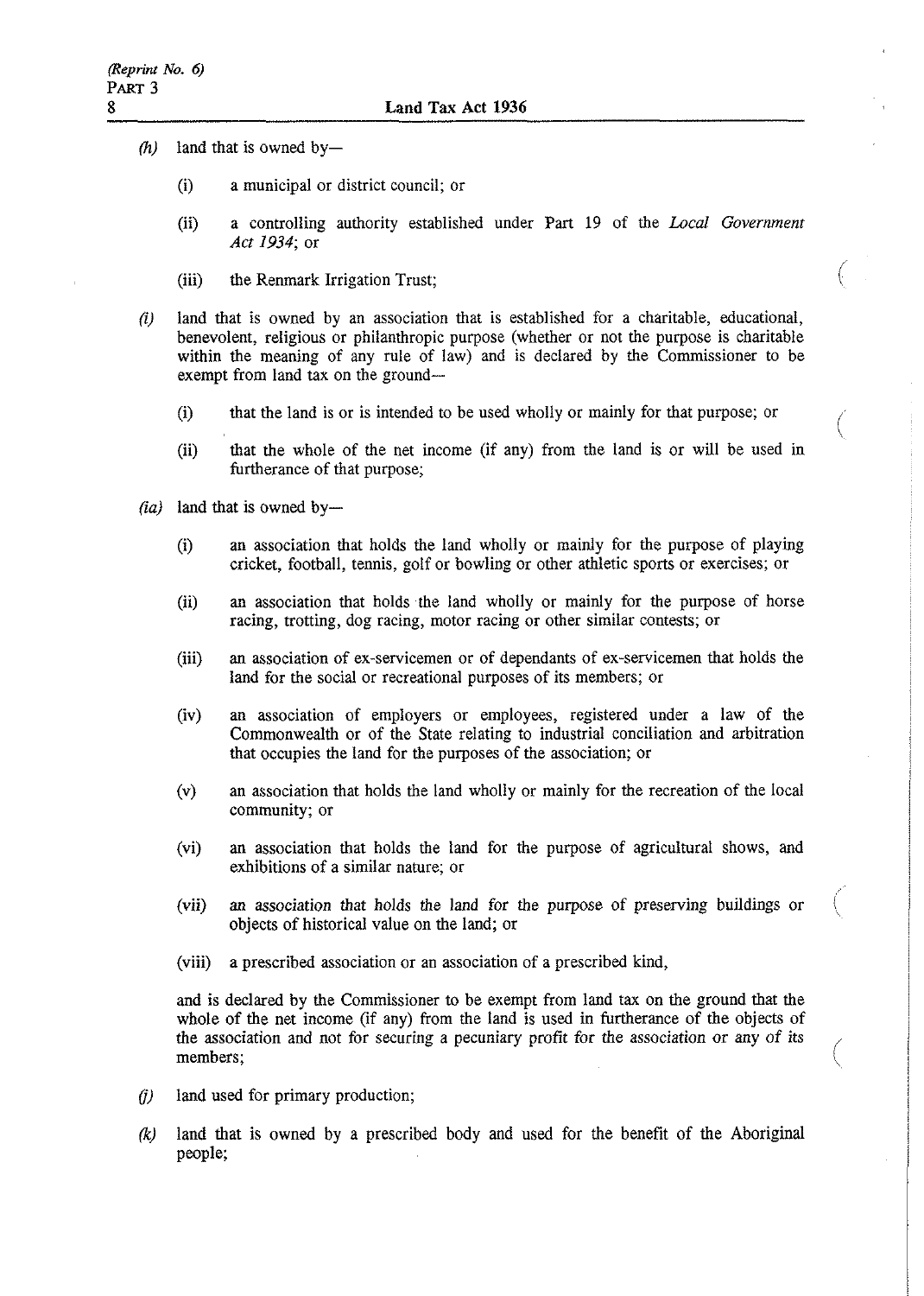*(h)* land that is owned by—

(i) a municipal or district council; or

(ii) a controlling authority established under Part 19 of the *Local Government Act 1934*; or

(iii) the Renmark Irrigation Trust;

*(i)* land that is owned by an association that is established for a charitable, educational, benevolent, religious or philanthropic purpose (whether or not the purpose is charitable within the meaning of any rule of law) and is declared by the Commissioner to be exempt from land tax on the ground—

(i) that the land is or is intended to be used wholly or mainly for that purpose; or

(ii) that the whole of the net income (if any) from the land is or will be used in furtherance of that purpose;

*(ia)* land that is owned by—

(i) an association that holds the land wholly or mainly for the purpose of playing cricket, football, tennis, golf or bowling or other athletic sports or exercises; or

(ii) an association that holds the land wholly or mainly for the purpose of horse racing, trotting, dog racing, motor racing or other similar contests; or

(iii) an association of ex-servicemen or of dependants of ex-servicemen that holds the land for the social or recreational purposes of its members; or

(iv) an association of employers or employees, registered under a law of the Commonwealth or of the State relating to industrial conciliation and arbitration that occupies the land for the purposes of the association; or

(v) an association that holds the land wholly or mainly for the recreation of the local community; or

(vi) an association that holds the land for the purpose of agricultural shows, and exhibitions of a similar nature; or

(vii) an association that holds the land for the purpose of preserving buildings or objects of historical value on the land; or

(viii) a prescribed association or an association of a prescribed kind,

and is declared by the Commissioner to be exempt from land tax on the ground that the whole of the net income (if any) from the land is used in furtherance of the objects of the association and not for securing a pecuniary profit for the association or any of its members;

*(j)* land used for primary production;

*(k)* land that is owned by a prescribed body and used for the benefit of the Aboriginal people;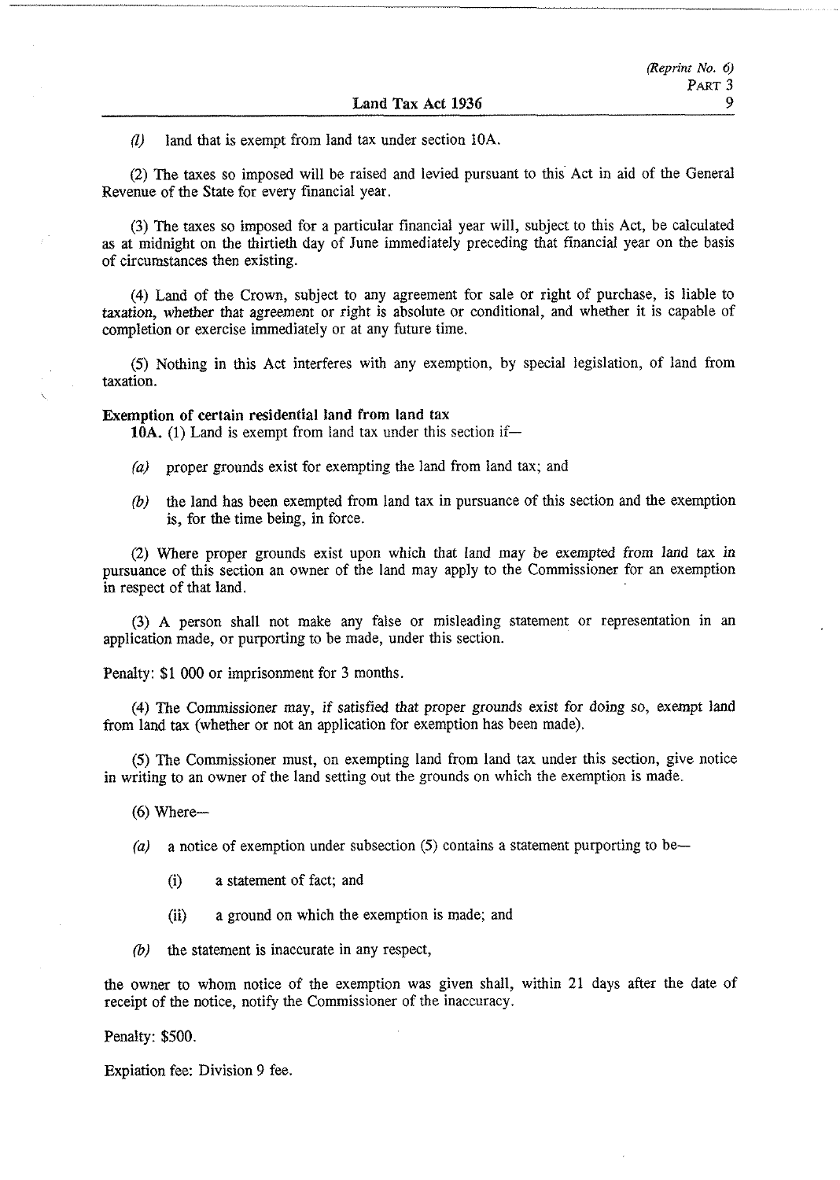*(l)* land that is exempt from land tax under section 10A.

(2) The taxes so imposed will be raised and levied pursuant to this Act in aid of the General Revenue of the State for every financial year.

(3) The taxes so imposed for a particular financial year will, subject to this Act, be calculated as at midnight on the thirtieth day of June immediately preceding that financial year on the basis of circumstances then existing.

(4) Land of the Crown, subject to any agreement for sale or right of purchase, is liable to taxation, whether that agreement or right is absolute or conditional, and whether it is capable of completion or exercise immediately or at any future time.

(5) Nothing in this Act interferes with any exemption, by special legislation, of land from taxation.

**Exemption of certain residential land from land tax**

**10A.** (1) Land is exempt from land tax under this section if—

*(a)* proper grounds exist for exempting the land from land tax; and

*(b)* the land has been exempted from land tax in pursuance of this section and the exemption is, for the time being, in force.

(2) Where proper grounds exist upon which that land may be exempted from land tax in pursuance of this section an owner of the land may apply to the Commissioner for an exemption in respect of that land.

(3) A person shall not make any false or misleading statement or representation in an application made, or purporting to be made, under this section.

Penalty: $1 000 or imprisonment for 3 months.

(4) The Commissioner may, if satisfied that proper grounds exist for doing so, exempt land from land tax (whether or not an application for exemption has been made).

(5) The Commissioner must, on exempting land from land tax under this section, give notice in writing to an owner of the land setting out the grounds on which the exemption is made.

(6) Where—

*(a)* a notice of exemption under subsection (5) contains a statement purporting to be—

(i) a statement of fact; and

(ii) a ground on which the exemption is made; and

*(b)* the statement is inaccurate in any respect,

the owner to whom notice of the exemption was given shall, within 21 days after the date of receipt of the notice, notify the Commissioner of the inaccuracy.

Penalty: $500.

Expiation fee: Division 9 fee.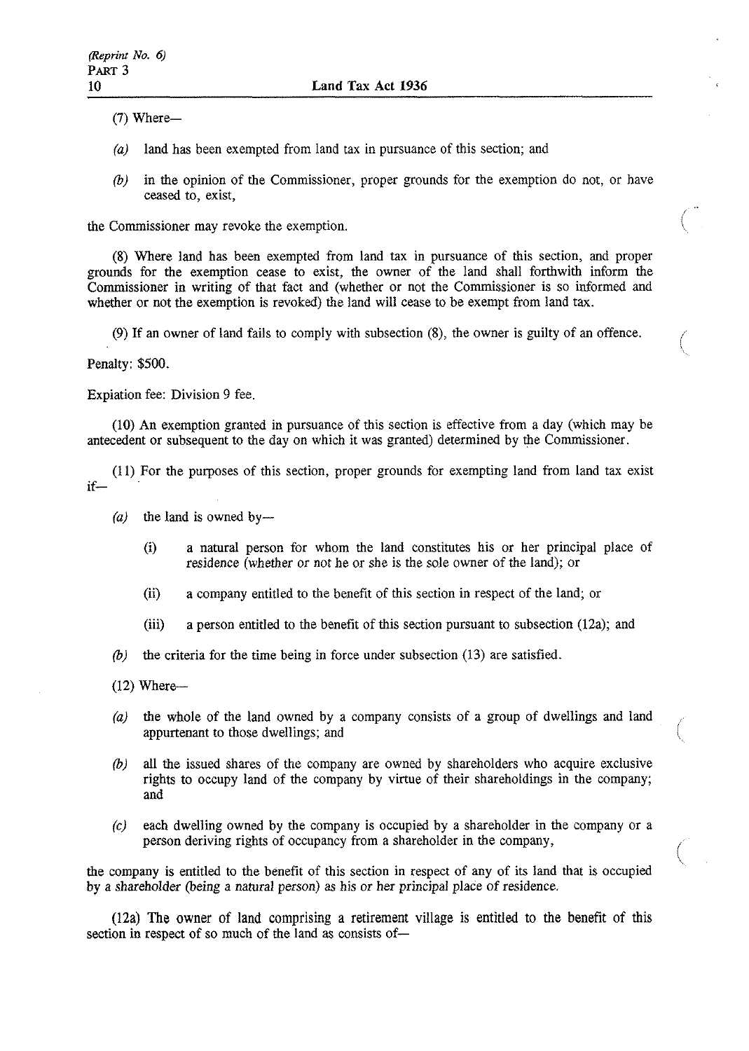(7) Where—

*(a)* land has been exempted from land tax in pursuance of this section; and

*(b)* in the opinion of the Commissioner, proper grounds for the exemption do not, or have ceased to, exist,

the Commissioner may revoke the exemption.

(8) Where land has been exempted from land tax in pursuance of this section, and proper grounds for the exemption cease to exist, the owner of the land shall forthwith inform the Commissioner in writing of that fact and (whether or not the Commissioner is so informed and whether or not the exemption is revoked) the land will cease to be exempt from land tax.

(9) If an owner of land fails to comply with subsection (8), the owner is guilty of an offence.

Penalty: $500.

Expiation fee: Division 9 fee.

(10) An exemption granted in pursuance of this section is effective from a day (which may be antecedent or subsequent to the day on which it was granted) determined by the Commissioner.

(11) For the purposes of this section, proper grounds for exempting land from land tax exist if—

*(a)* the land is owned by—

(i) a natural person for whom the land constitutes his or her principal place of residence (whether or not he or she is the sole owner of the land); or

(ii) a company entitled to the benefit of this section in respect of the land; or

(iii) a person entitled to the benefit of this section pursuant to subsection (12a); and

*(b)* the criteria for the time being in force under subsection (13) are satisfied.

(12) Where—

*(a)* the whole of the land owned by a company consists of a group of dwellings and land appurtenant to those dwellings; and

*(b)* all the issued shares of the company are owned by shareholders who acquire exclusive rights to occupy land of the company by virtue of their shareholdings in the company; and

*(c)* each dwelling owned by the company is occupied by a shareholder in the company or a person deriving rights of occupancy from a shareholder in the company,

the company is entitled to the benefit of this section in respect of any of its land that is occupied by a shareholder (being a natural person) as his or her principal place of residence.

(12a) The owner of land comprising a retirement village is entitled to the benefit of this section in respect of so much of the land as consists of—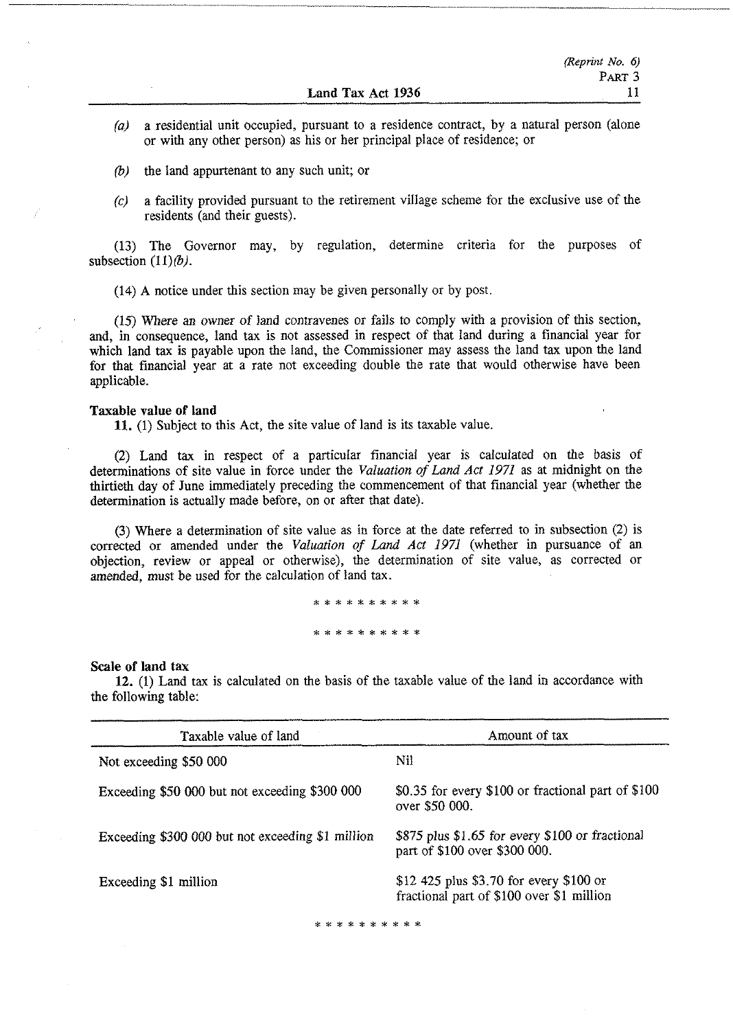*(a)* a residential unit occupied, pursuant to a residence contract, by a natural person (alone or with any other person) as his or her principal place of residence; or

*(b)* the land appurtenant to any such unit; or

*(c)* a facility provided pursuant to the retirement village scheme for the exclusive use of the residents (and their guests).

(13) The Governor may, by regulation, determine criteria for the purposes of subsection (11)*(b)*.

(14) A notice under this section may be given personally or by post.

(15) Where an owner of land contravenes or fails to comply with a provision of this section, and, in consequence, land tax is not assessed in respect of that land during a financial year for which land tax is payable upon the land, the Commissioner may assess the land tax upon the land for that financial year at a rate not exceeding double the rate that would otherwise have been applicable.

**Taxable value of land**

**11.** (1) Subject to this Act, the site value of land is its taxable value.

(2) Land tax in respect of a particular financial year is calculated on the basis of determinations of site value in force under the *Valuation of Land Act 1971* as at midnight on the thirtieth day of June immediately preceding the commencement of that financial year (whether the determination is actually made before, on or after that date).

(3) Where a determination of site value as in force at the date referred to in subsection (2) is corrected or amended under the *Valuation of Land Act 1971* (whether in pursuance of an objection, review or appeal or otherwise), the determination of site value, as corrected or amended, must be used for the calculation of land tax.

\* \* \* \* \* \* \* \* \* \*

\* \* \* \* \* \* \* \* \* \*

**Scale of land tax**

**12.** (1) Land tax is calculated on the basis of the taxable value of the land in accordance with the following table:

| Taxable value of land | Amount of tax |
|---|---|
| Not exceeding $50 000 | Nil |
| Exceeding $50 000 but not exceeding $300 000 | $0.35 for every $100 or fractional part of $100 over $50 000. |
| Exceeding $300 000 but not exceeding $1 million | $875 plus $1.65 for every $100 or fractional part of $100 over $300 000. |
| Exceeding $1 million | $12 425 plus $3.70 for every $100 or fractional part of $100 over $1 million |

\* \* \* \* \* \* \* \* \* \*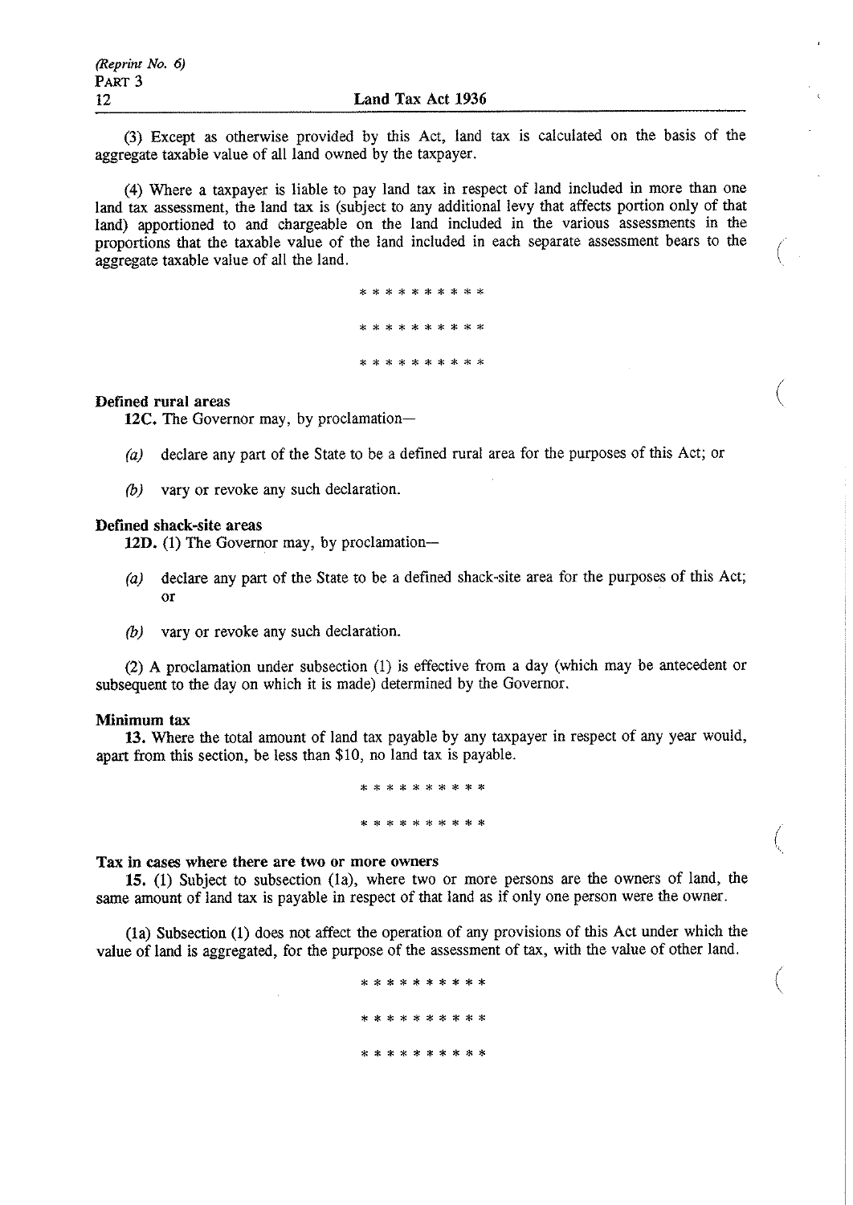(3) Except as otherwise provided by this Act, land tax is calculated on the basis of the aggregate taxable value of all land owned by the taxpayer.

(4) Where a taxpayer is liable to pay land tax in respect of land included in more than one land tax assessment, the land tax is (subject to any additional levy that affects portion only of that land) apportioned to and chargeable on the land included in the various assessments in the proportions that the taxable value of the land included in each separate assessment bears to the aggregate taxable value of all the land.

\* \* \* \* \* \* \* \* \* \*

\* \* \* \* \* \* \* \* \* \*

\* \* \* \* \* \* \* \* \* \*

**Defined rural areas**

**12C.** The Governor may, by proclamation—

*(a)* declare any part of the State to be a defined rural area for the purposes of this Act; or

*(b)* vary or revoke any such declaration.

**Defined shack-site areas**

**12D.** (1) The Governor may, by proclamation—

*(a)* declare any part of the State to be a defined shack-site area for the purposes of this Act; or

*(b)* vary or revoke any such declaration.

(2) A proclamation under subsection (1) is effective from a day (which may be antecedent or subsequent to the day on which it is made) determined by the Governor.

**Minimum tax**

**13.** Where the total amount of land tax payable by any taxpayer in respect of any year would, apart from this section, be less than $10, no land tax is payable.

\* \* \* \* \* \* \* \* \* \*

\* \* \* \* \* \* \* \* \* \*

**Tax in cases where there are two or more owners**

**15.** (1) Subject to subsection (1a), where two or more persons are the owners of land, the same amount of land tax is payable in respect of that land as if only one person were the owner.

(1a) Subsection (1) does not affect the operation of any provisions of this Act under which the value of land is aggregated, for the purpose of the assessment of tax, with the value of other land.

\* \* \* \* \* \* \* \* \* \*

\* \* \* \* \* \* \* \* \* \*

\* \* \* \* \* \* \* \* \* \*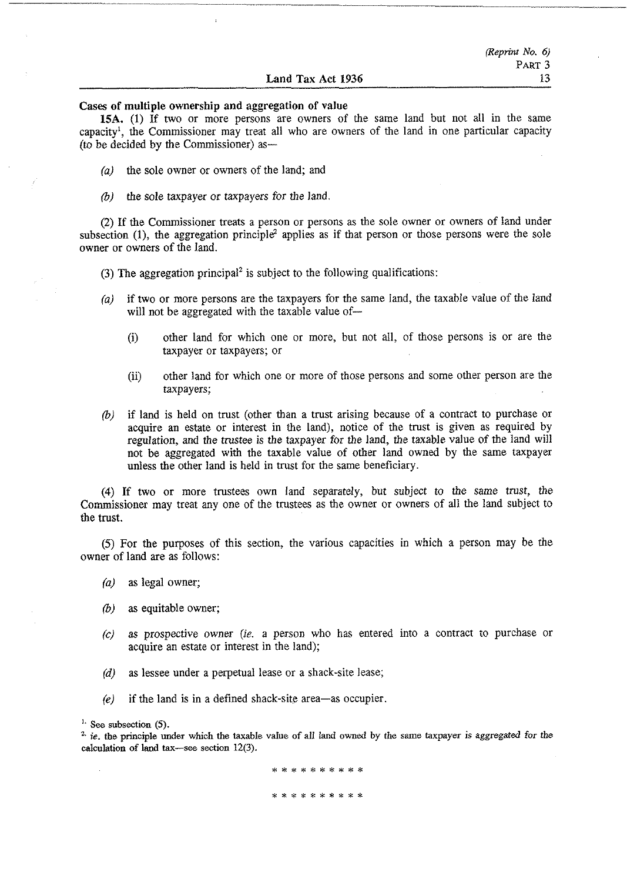**Cases of multiple ownership and aggregation of value**

**15A.** (1) If two or more persons are owners of the same land but not all in the same capacity[1], the Commissioner may treat all who are owners of the land in one particular capacity (to be decided by the Commissioner) as—

*(a)* the sole owner or owners of the land; and

*(b)* the sole taxpayer or taxpayers for the land.

(2) If the Commissioner treats a person or persons as the sole owner or owners of land under subsection (1), the aggregation principle[2] applies as if that person or those persons were the sole owner or owners of the land.

(3) The aggregation principal[2] is subject to the following qualifications:

*(a)* if two or more persons are the taxpayers for the same land, the taxable value of the land will not be aggregated with the taxable value of—

(i) other land for which one or more, but not all, of those persons is or are the taxpayer or taxpayers; or

(ii) other land for which one or more of those persons and some other person are the taxpayers;

*(b)* if land is held on trust (other than a trust arising because of a contract to purchase or acquire an estate or interest in the land), notice of the trust is given as required by regulation, and the trustee is the taxpayer for the land, the taxable value of the land will not be aggregated with the taxable value of other land owned by the same taxpayer unless the other land is held in trust for the same beneficiary.

(4) If two or more trustees own land separately, but subject to the same trust, the Commissioner may treat any one of the trustees as the owner or owners of all the land subject to the trust.

(5) For the purposes of this section, the various capacities in which a person may be the owner of land are as follows:

*(a)* as legal owner;

*(b)* as equitable owner;

*(c)* as prospective owner (*ie.* a person who has entered into a contract to purchase or acquire an estate or interest in the land);

*(d)* as lessee under a perpetual lease or a shack-site lease;

*(e)* if the land is in a defined shack-site area—as occupier.

[1] See subsection (5).

[2] *ie.* the principle under which the taxable value of all land owned by the same taxpayer is aggregated for the calculation of land tax—see section 12(3).

* * * * * * * * * *

* * * * * * * * * *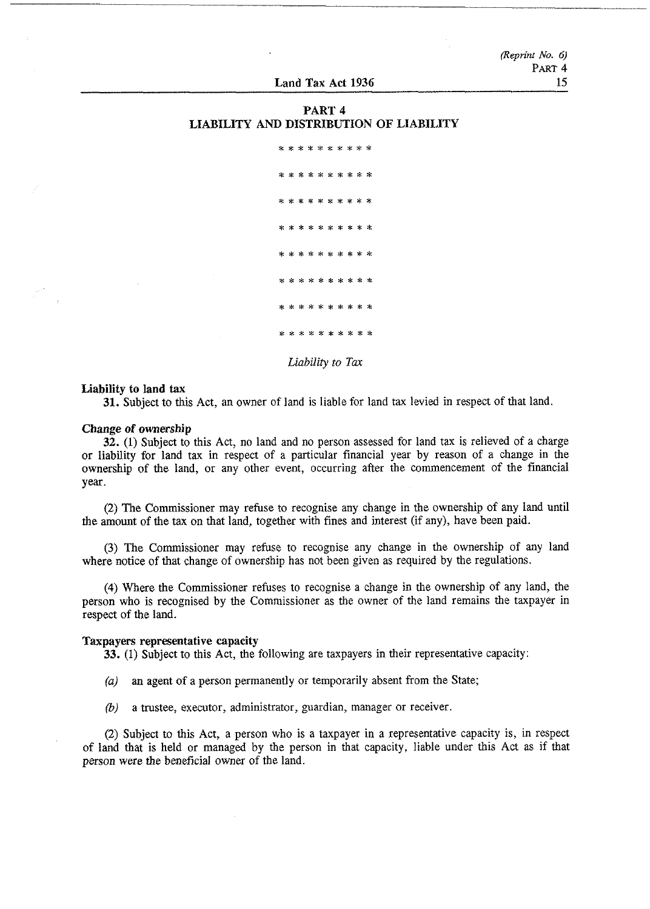## PART 4
## LIABILITY AND DISTRIBUTION OF LIABILITY

* * * * * * * * * *

* * * * * * * * * *

* * * * * * * * * *

* * * * * * * * * *

* * * * * * * * * *

* * * * * * * * * *

* * * * * * * * * *

* * * * * * * * * *

*Liability to Tax*

**Liability to land tax**

**31.** Subject to this Act, an owner of land is liable for land tax levied in respect of that land.

**Change of ownership**

**32.** (1) Subject to this Act, no land and no person assessed for land tax is relieved of a charge or liability for land tax in respect of a particular financial year by reason of a change in the ownership of the land, or any other event, occurring after the commencement of the financial year.

(2) The Commissioner may refuse to recognise any change in the ownership of any land until the amount of the tax on that land, together with fines and interest (if any), have been paid.

(3) The Commissioner may refuse to recognise any change in the ownership of any land where notice of that change of ownership has not been given as required by the regulations.

(4) Where the Commissioner refuses to recognise a change in the ownership of any land, the person who is recognised by the Commissioner as the owner of the land remains the taxpayer in respect of the land.

**Taxpayers representative capacity**

**33.** (1) Subject to this Act, the following are taxpayers in their representative capacity:

*(a)* an agent of a person permanently or temporarily absent from the State;

*(b)* a trustee, executor, administrator, guardian, manager or receiver.

(2) Subject to this Act, a person who is a taxpayer in a representative capacity is, in respect of land that is held or managed by the person in that capacity, liable under this Act as if that person were the beneficial owner of the land.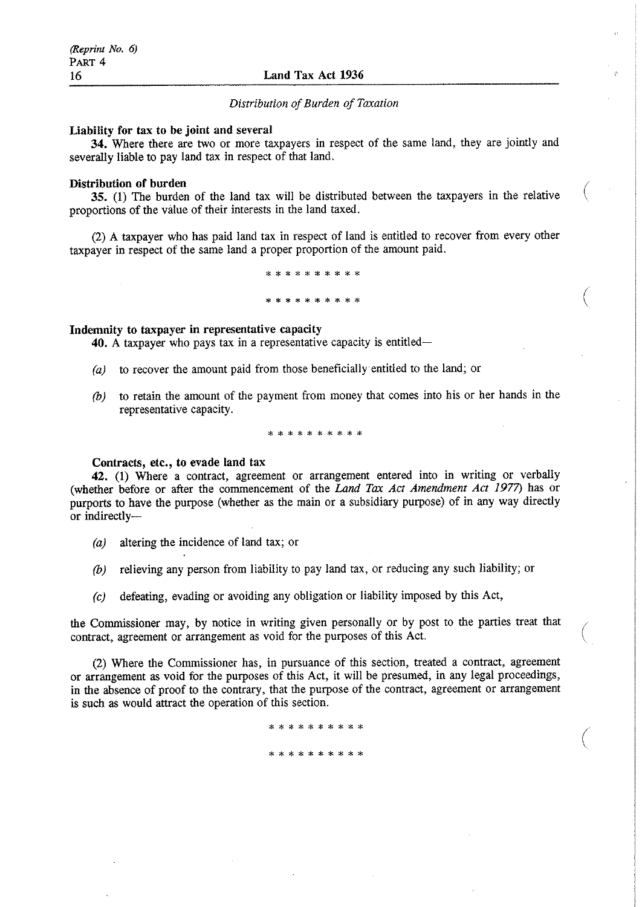*Distribution of Burden of Taxation*

**Liability for tax to be joint and several**

**34.** Where there are two or more taxpayers in respect of the same land, they are jointly and severally liable to pay land tax in respect of that land.

**Distribution of burden**

**35.** (1) The burden of the land tax will be distributed between the taxpayers in the relative proportions of the value of their interests in the land taxed.

(2) A taxpayer who has paid land tax in respect of land is entitled to recover from every other taxpayer in respect of the same land a proper proportion of the amount paid.

\* \* \* \* \* \* \* \* \* \*

\* \* \* \* \* \* \* \* \* \*

**Indemnity to taxpayer in representative capacity**

**40.** A taxpayer who pays tax in a representative capacity is entitled—

*(a)* to recover the amount paid from those beneficially entitled to the land; or

*(b)* to retain the amount of the payment from money that comes into his or her hands in the representative capacity.

\* \* \* \* \* \* \* \* \* \*

**Contracts, etc., to evade land tax**

**42.** (1) Where a contract, agreement or arrangement entered into in writing or verbally (whether before or after the commencement of the *Land Tax Act Amendment Act 1977*) has or purports to have the purpose (whether as the main or a subsidiary purpose) of in any way directly or indirectly—

*(a)* altering the incidence of land tax; or

*(b)* relieving any person from liability to pay land tax, or reducing any such liability; or

*(c)* defeating, evading or avoiding any obligation or liability imposed by this Act,

the Commissioner may, by notice in writing given personally or by post to the parties treat that contract, agreement or arrangement as void for the purposes of this Act.

(2) Where the Commissioner has, in pursuance of this section, treated a contract, agreement or arrangement as void for the purposes of this Act, it will be presumed, in any legal proceedings, in the absence of proof to the contrary, that the purpose of the contract, agreement or arrangement is such as would attract the operation of this section.

\* \* \* \* \* \* \* \* \* \*

\* \* \* \* \* \* \* \* \* \*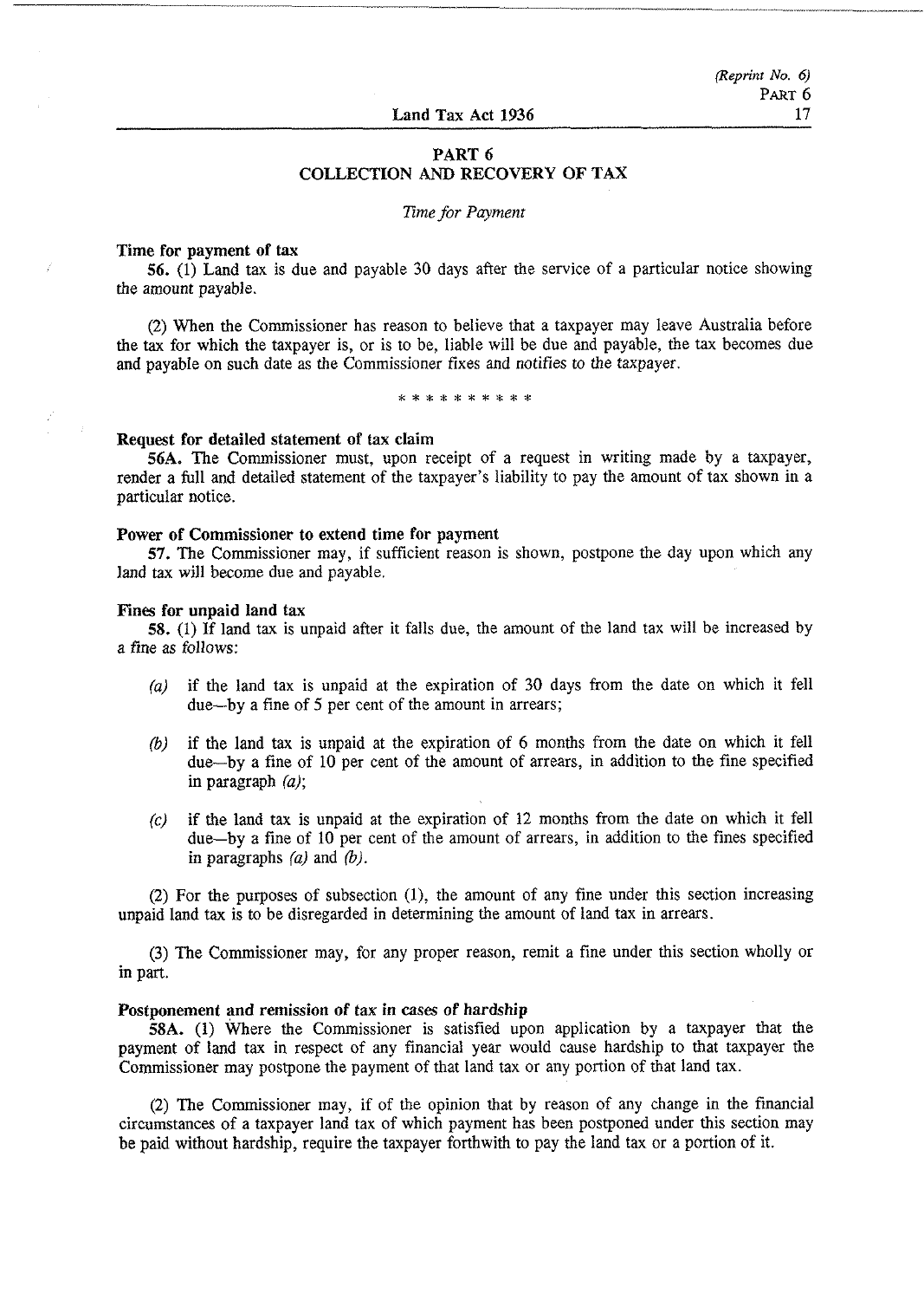## PART 6
## COLLECTION AND RECOVERY OF TAX

*Time for Payment*

**Time for payment of tax**

**56.** (1) Land tax is due and payable 30 days after the service of a particular notice showing the amount payable.

(2) When the Commissioner has reason to believe that a taxpayer may leave Australia before the tax for which the taxpayer is, or is to be, liable will be due and payable, the tax becomes due and payable on such date as the Commissioner fixes and notifies to the taxpayer.

\* \* \* \* \* \* \* \* \* \*

**Request for detailed statement of tax claim**

**56A.** The Commissioner must, upon receipt of a request in writing made by a taxpayer, render a full and detailed statement of the taxpayer's liability to pay the amount of tax shown in a particular notice.

**Power of Commissioner to extend time for payment**

**57.** The Commissioner may, if sufficient reason is shown, postpone the day upon which any land tax will become due and payable.

**Fines for unpaid land tax**

**58.** (1) If land tax is unpaid after it falls due, the amount of the land tax will be increased by a fine as follows:

*(a)* if the land tax is unpaid at the expiration of 30 days from the date on which it fell due—by a fine of 5 per cent of the amount in arrears;

*(b)* if the land tax is unpaid at the expiration of 6 months from the date on which it fell due—by a fine of 10 per cent of the amount of arrears, in addition to the fine specified in paragraph *(a)*;

*(c)* if the land tax is unpaid at the expiration of 12 months from the date on which it fell due—by a fine of 10 per cent of the amount of arrears, in addition to the fines specified in paragraphs *(a)* and *(b)*.

(2) For the purposes of subsection (1), the amount of any fine under this section increasing unpaid land tax is to be disregarded in determining the amount of land tax in arrears.

(3) The Commissioner may, for any proper reason, remit a fine under this section wholly or in part.

**Postponement and remission of tax in cases of hardship**

**58A.** (1) Where the Commissioner is satisfied upon application by a taxpayer that the payment of land tax in respect of any financial year would cause hardship to that taxpayer the Commissioner may postpone the payment of that land tax or any portion of that land tax.

(2) The Commissioner may, if of the opinion that by reason of any change in the financial circumstances of a taxpayer land tax of which payment has been postponed under this section may be paid without hardship, require the taxpayer forthwith to pay the land tax or a portion of it.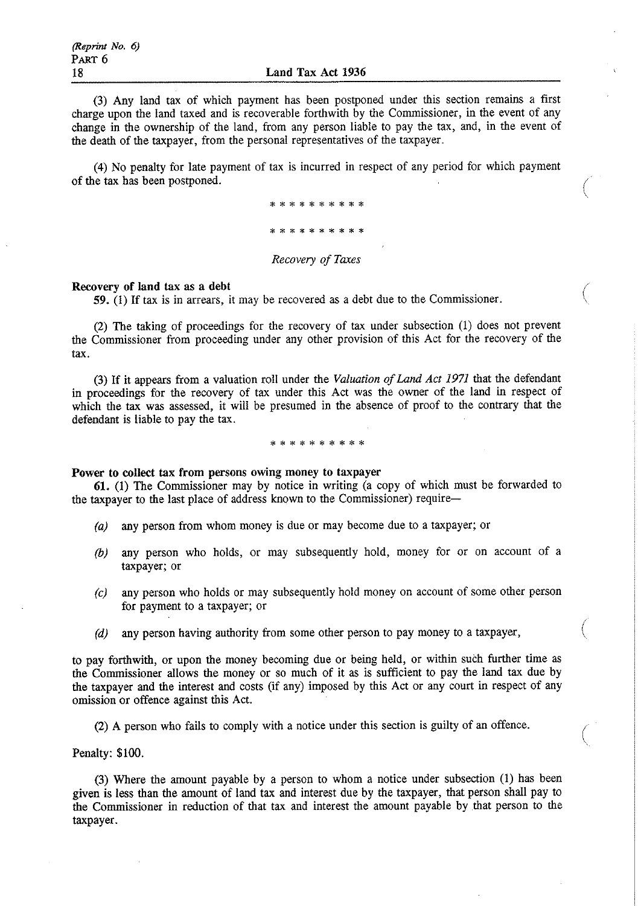(3) Any land tax of which payment has been postponed under this section remains a first charge upon the land taxed and is recoverable forthwith by the Commissioner, in the event of any change in the ownership of the land, from any person liable to pay the tax, and, in the event of the death of the taxpayer, from the personal representatives of the taxpayer.

(4) No penalty for late payment of tax is incurred in respect of any period for which payment of the tax has been postponed.

\* \* \* \* \* \* \* \* \* \*

\* \* \* \* \* \* \* \* \* \*

*Recovery of Taxes*

**Recovery of land tax as a debt**

**59.** (1) If tax is in arrears, it may be recovered as a debt due to the Commissioner.

(2) The taking of proceedings for the recovery of tax under subsection (1) does not prevent the Commissioner from proceeding under any other provision of this Act for the recovery of the tax.

(3) If it appears from a valuation roll under the *Valuation of Land Act 1971* that the defendant in proceedings for the recovery of tax under this Act was the owner of the land in respect of which the tax was assessed, it will be presumed in the absence of proof to the contrary that the defendant is liable to pay the tax.

\* \* \* \* \* \* \* \* \* \*

**Power to collect tax from persons owing money to taxpayer**

**61.** (1) The Commissioner may by notice in writing (a copy of which must be forwarded to the taxpayer to the last place of address known to the Commissioner) require—

*(a)* any person from whom money is due or may become due to a taxpayer; or

*(b)* any person who holds, or may subsequently hold, money for or on account of a taxpayer; or

*(c)* any person who holds or may subsequently hold money on account of some other person for payment to a taxpayer; or

*(d)* any person having authority from some other person to pay money to a taxpayer,

to pay forthwith, or upon the money becoming due or being held, or within such further time as the Commissioner allows the money or so much of it as is sufficient to pay the land tax due by the taxpayer and the interest and costs (if any) imposed by this Act or any court in respect of any omission or offence against this Act.

(2) A person who fails to comply with a notice under this section is guilty of an offence.

Penalty: $100.

(3) Where the amount payable by a person to whom a notice under subsection (1) has been given is less than the amount of land tax and interest due by the taxpayer, that person shall pay to the Commissioner in reduction of that tax and interest the amount payable by that person to the taxpayer.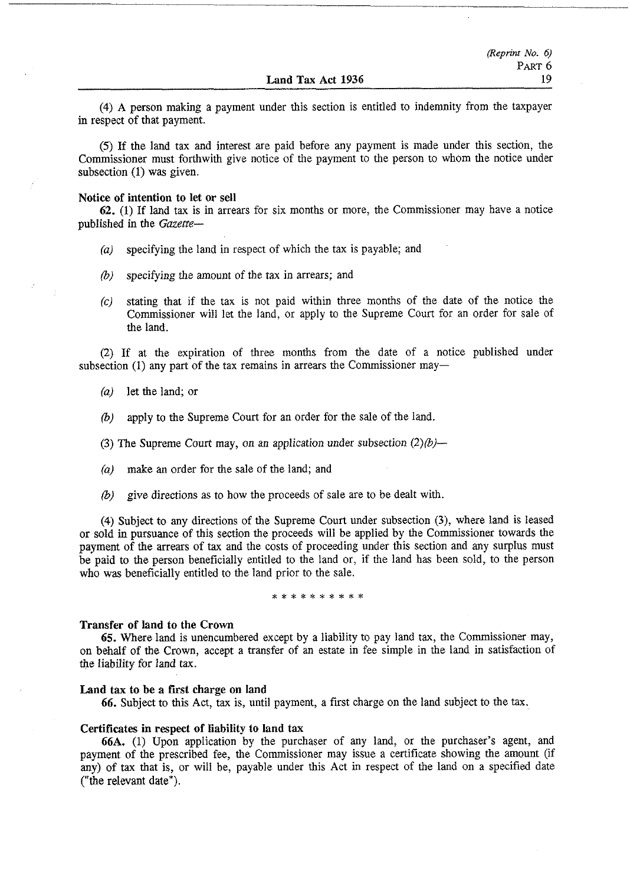(4) A person making a payment under this section is entitled to indemnity from the taxpayer in respect of that payment.

(5) If the land tax and interest are paid before any payment is made under this section, the Commissioner must forthwith give notice of the payment to the person to whom the notice under subsection (1) was given.

**Notice of intention to let or sell**

**62.** (1) If land tax is in arrears for six months or more, the Commissioner may have a notice published in the *Gazette*—

*(a)* specifying the land in respect of which the tax is payable; and

*(b)* specifying the amount of the tax in arrears; and

*(c)* stating that if the tax is not paid within three months of the date of the notice the Commissioner will let the land, or apply to the Supreme Court for an order for sale of the land.

(2) If at the expiration of three months from the date of a notice published under subsection (1) any part of the tax remains in arrears the Commissioner may—

*(a)* let the land; or

*(b)* apply to the Supreme Court for an order for the sale of the land.

(3) The Supreme Court may, on an application under subsection *(2)(b)*—

*(a)* make an order for the sale of the land; and

*(b)* give directions as to how the proceeds of sale are to be dealt with.

(4) Subject to any directions of the Supreme Court under subsection (3), where land is leased or sold in pursuance of this section the proceeds will be applied by the Commissioner towards the payment of the arrears of tax and the costs of proceeding under this section and any surplus must be paid to the person beneficially entitled to the land or, if the land has been sold, to the person who was beneficially entitled to the land prior to the sale.

\* \* \* \* \* \* \* \* \* \*

**Transfer of land to the Crown**

**65.** Where land is unencumbered except by a liability to pay land tax, the Commissioner may, on behalf of the Crown, accept a transfer of an estate in fee simple in the land in satisfaction of the liability for land tax.

**Land tax to be a first charge on land**

**66.** Subject to this Act, tax is, until payment, a first charge on the land subject to the tax.

**Certificates in respect of liability to land tax**

**66A.** (1) Upon application by the purchaser of any land, or the purchaser's agent, and payment of the prescribed fee, the Commissioner may issue a certificate showing the amount (if any) of tax that is, or will be, payable under this Act in respect of the land on a specified date ("the relevant date").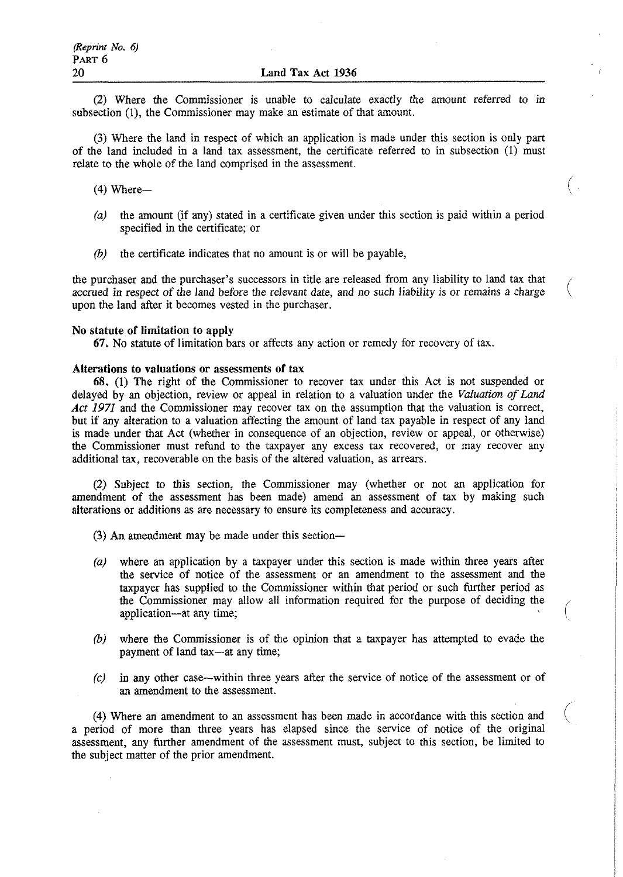(2) Where the Commissioner is unable to calculate exactly the amount referred to in subsection (1), the Commissioner may make an estimate of that amount.

(3) Where the land in respect of which an application is made under this section is only part of the land included in a land tax assessment, the certificate referred to in subsection (1) must relate to the whole of the land comprised in the assessment.

(4) Where—

*(a)* the amount (if any) stated in a certificate given under this section is paid within a period specified in the certificate; or

*(b)* the certificate indicates that no amount is or will be payable,

the purchaser and the purchaser's successors in title are released from any liability to land tax that accrued in respect of the land before the relevant date, and no such liability is or remains a charge upon the land after it becomes vested in the purchaser.

**No statute of limitation to apply**

**67.** No statute of limitation bars or affects any action or remedy for recovery of tax.

**Alterations to valuations or assessments of tax**

**68.** (1) The right of the Commissioner to recover tax under this Act is not suspended or delayed by an objection, review or appeal in relation to a valuation under the *Valuation of Land Act 1971* and the Commissioner may recover tax on the assumption that the valuation is correct, but if any alteration to a valuation affecting the amount of land tax payable in respect of any land is made under that Act (whether in consequence of an objection, review or appeal, or otherwise) the Commissioner must refund to the taxpayer any excess tax recovered, or may recover any additional tax, recoverable on the basis of the altered valuation, as arrears.

(2) Subject to this section, the Commissioner may (whether or not an application for amendment of the assessment has been made) amend an assessment of tax by making such alterations or additions as are necessary to ensure its completeness and accuracy.

(3) An amendment may be made under this section—

*(a)* where an application by a taxpayer under this section is made within three years after the service of notice of the assessment or an amendment to the assessment and the taxpayer has supplied to the Commissioner within that period or such further period as the Commissioner may allow all information required for the purpose of deciding the application—at any time;

*(b)* where the Commissioner is of the opinion that a taxpayer has attempted to evade the payment of land tax—at any time;

*(c)* in any other case—within three years after the service of notice of the assessment or of an amendment to the assessment.

(4) Where an amendment to an assessment has been made in accordance with this section and a period of more than three years has elapsed since the service of notice of the original assessment, any further amendment of the assessment must, subject to this section, be limited to the subject matter of the prior amendment.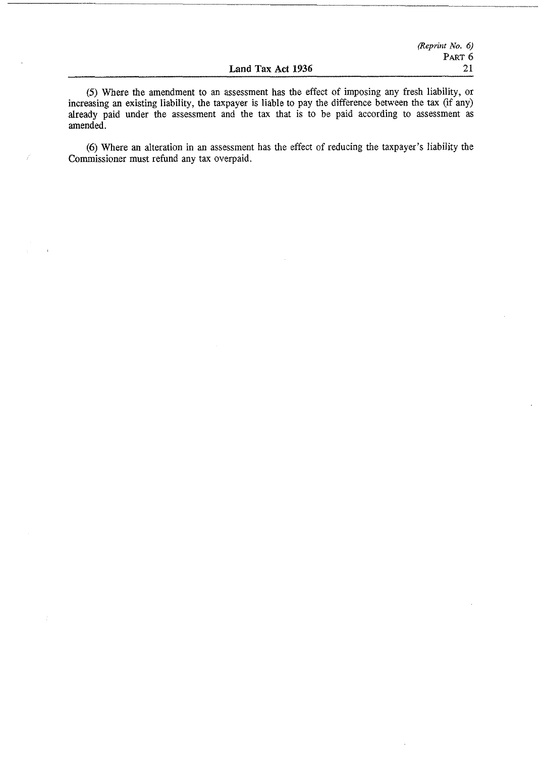(5) Where the amendment to an assessment has the effect of imposing any fresh liability, or increasing an existing liability, the taxpayer is liable to pay the difference between the tax (if any) already paid under the assessment and the tax that is to be paid according to assessment as amended.

(6) Where an alteration in an assessment has the effect of reducing the taxpayer's liability the Commissioner must refund any tax overpaid.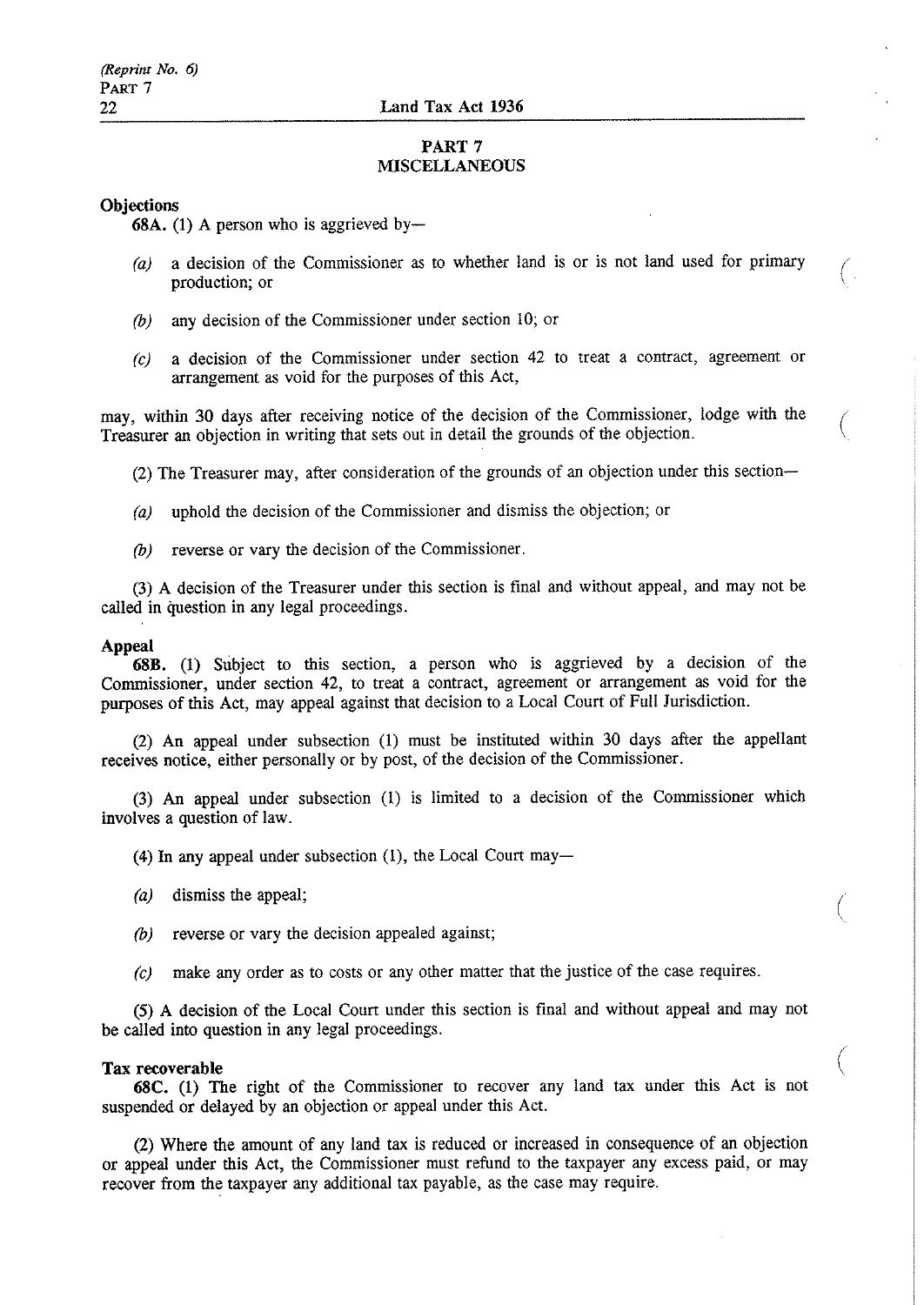## PART 7
## MISCELLANEOUS

**Objections**

**68A.** (1) A person who is aggrieved by—

*(a)* a decision of the Commissioner as to whether land is or is not land used for primary production; or

*(b)* any decision of the Commissioner under section 10; or

*(c)* a decision of the Commissioner under section 42 to treat a contract, agreement or arrangement as void for the purposes of this Act,

may, within 30 days after receiving notice of the decision of the Commissioner, lodge with the Treasurer an objection in writing that sets out in detail the grounds of the objection.

(2) The Treasurer may, after consideration of the grounds of an objection under this section—

*(a)* uphold the decision of the Commissioner and dismiss the objection; or

*(b)* reverse or vary the decision of the Commissioner.

(3) A decision of the Treasurer under this section is final and without appeal, and may not be called in question in any legal proceedings.

**Appeal**

**68B.** (1) Subject to this section, a person who is aggrieved by a decision of the Commissioner, under section 42, to treat a contract, agreement or arrangement as void for the purposes of this Act, may appeal against that decision to a Local Court of Full Jurisdiction.

(2) An appeal under subsection (1) must be instituted within 30 days after the appellant receives notice, either personally or by post, of the decision of the Commissioner.

(3) An appeal under subsection (1) is limited to a decision of the Commissioner which involves a question of law.

(4) In any appeal under subsection (1), the Local Court may—

*(a)* dismiss the appeal;

*(b)* reverse or vary the decision appealed against;

*(c)* make any order as to costs or any other matter that the justice of the case requires.

(5) A decision of the Local Court under this section is final and without appeal and may not be called into question in any legal proceedings.

**Tax recoverable**

**68C.** (1) The right of the Commissioner to recover any land tax under this Act is not suspended or delayed by an objection or appeal under this Act.

(2) Where the amount of any land tax is reduced or increased in consequence of an objection or appeal under this Act, the Commissioner must refund to the taxpayer any excess paid, or may recover from the taxpayer any additional tax payable, as the case may require.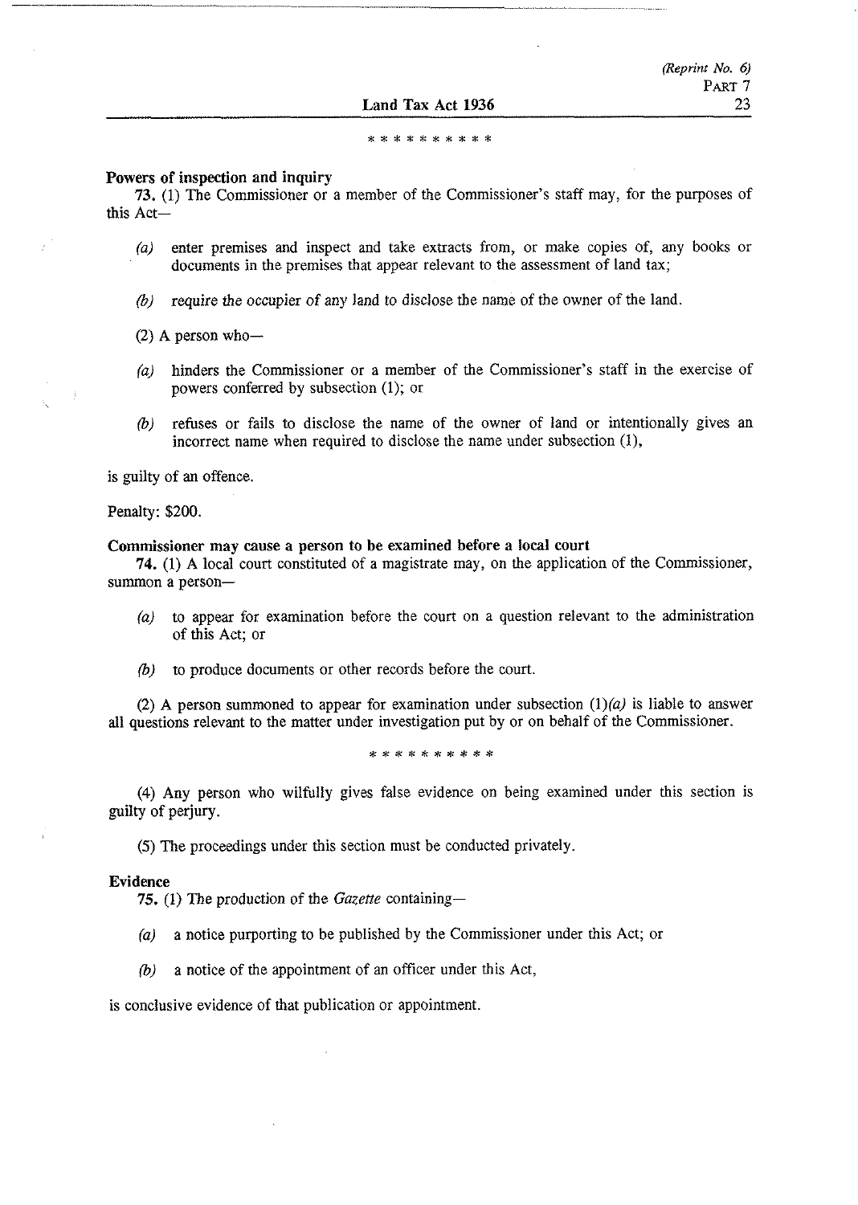\* \* \* \* \* \* \* \* \* \*

**Powers of inspection and inquiry**

**73.** (1) The Commissioner or a member of the Commissioner's staff may, for the purposes of this Act—

*(a)* enter premises and inspect and take extracts from, or make copies of, any books or documents in the premises that appear relevant to the assessment of land tax;

*(b)* require the occupier of any land to disclose the name of the owner of the land.

(2) A person who—

*(a)* hinders the Commissioner or a member of the Commissioner's staff in the exercise of powers conferred by subsection (1); or

*(b)* refuses or fails to disclose the name of the owner of land or intentionally gives an incorrect name when required to disclose the name under subsection (1),

is guilty of an offence.

Penalty: $200.

**Commissioner may cause a person to be examined before a local court**

**74.** (1) A local court constituted of a magistrate may, on the application of the Commissioner, summon a person—

*(a)* to appear for examination before the court on a question relevant to the administration of this Act; or

*(b)* to produce documents or other records before the court.

(2) A person summoned to appear for examination under subsection (1)*(a)* is liable to answer all questions relevant to the matter under investigation put by or on behalf of the Commissioner.

\* \* \* \* \* \* \* \* \* \*

(4) Any person who wilfully gives false evidence on being examined under this section is guilty of perjury.

(5) The proceedings under this section must be conducted privately.

**Evidence**

**75.** (1) The production of the *Gazette* containing—

*(a)* a notice purporting to be published by the Commissioner under this Act; or

*(b)* a notice of the appointment of an officer under this Act,

is conclusive evidence of that publication or appointment.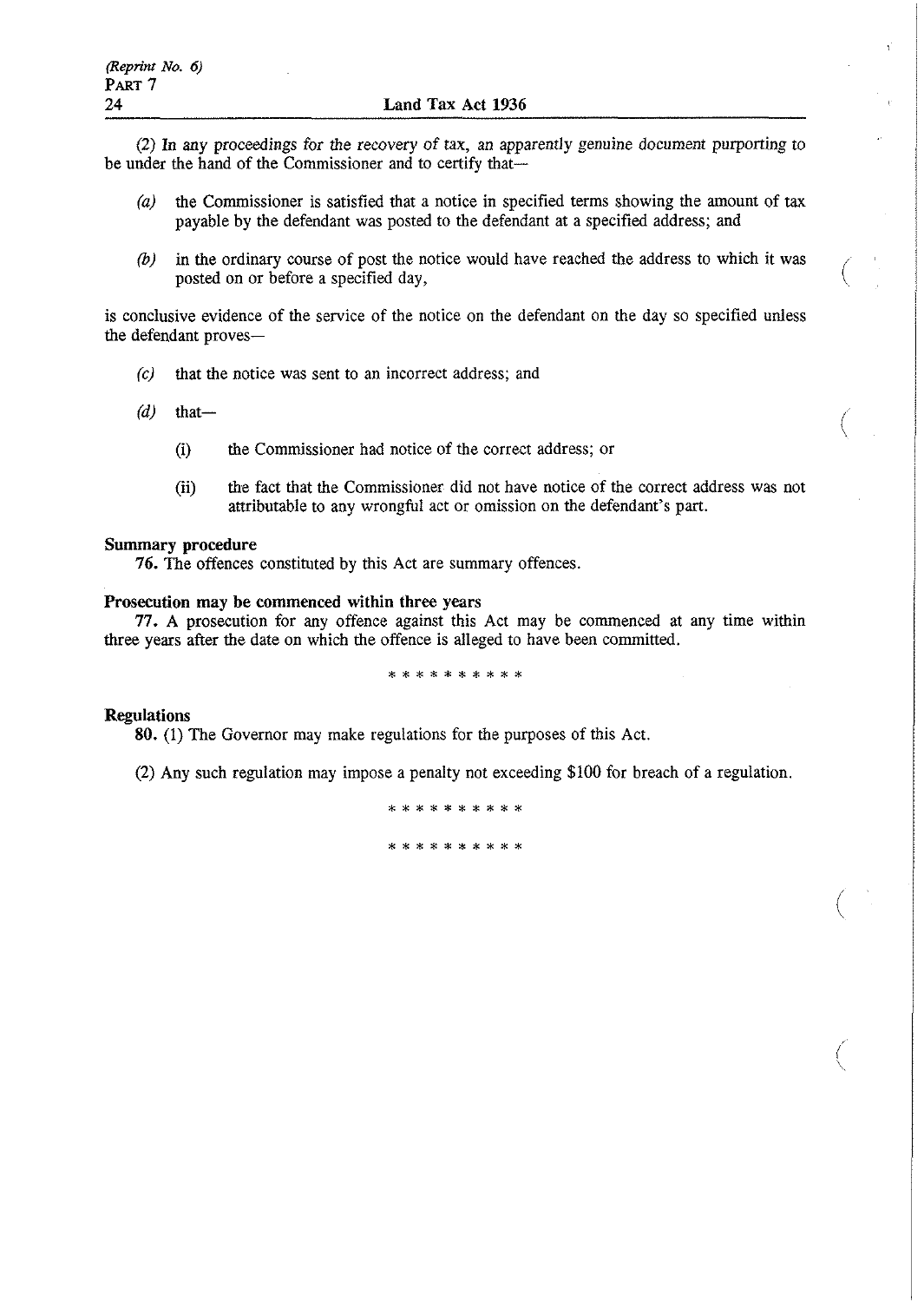(2) In any proceedings for the recovery of tax, an apparently genuine document purporting to be under the hand of the Commissioner and to certify that—

*(a)* the Commissioner is satisfied that a notice in specified terms showing the amount of tax payable by the defendant was posted to the defendant at a specified address; and

*(b)* in the ordinary course of post the notice would have reached the address to which it was posted on or before a specified day,

is conclusive evidence of the service of the notice on the defendant on the day so specified unless the defendant proves—

*(c)* that the notice was sent to an incorrect address; and

*(d)* that—

(i) the Commissioner had notice of the correct address; or

(ii) the fact that the Commissioner did not have notice of the correct address was not attributable to any wrongful act or omission on the defendant's part.

**Summary procedure**

**76.** The offences constituted by this Act are summary offences.

**Prosecution may be commenced within three years**

**77.** A prosecution for any offence against this Act may be commenced at any time within three years after the date on which the offence is alleged to have been committed.

* * * * * * * * * *

**Regulations**

**80.** (1) The Governor may make regulations for the purposes of this Act.

(2) Any such regulation may impose a penalty not exceeding $100 for breach of a regulation.

* * * * * * * * * *

* * * * * * * * * *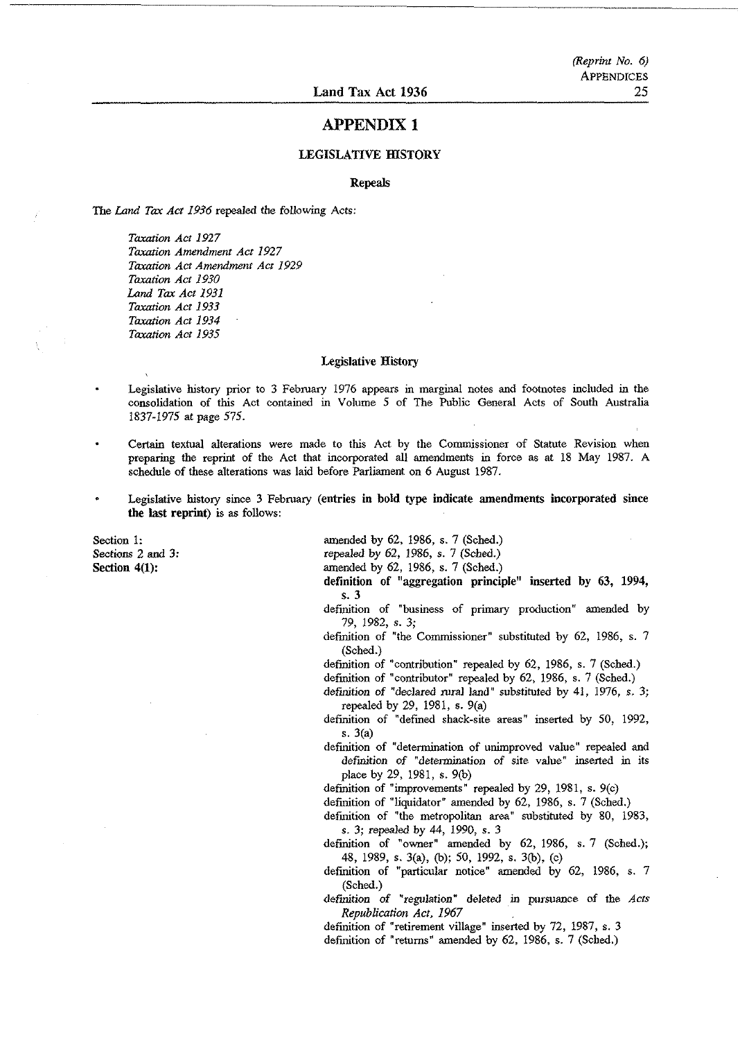# APPENDIX 1

## LEGISLATIVE HISTORY

### Repeals

The *Land Tax Act 1936* repealed the following Acts:

*Taxation Act 1927*
*Taxation Amendment Act 1927*
*Taxation Act Amendment Act 1929*
*Taxation Act 1930*
*Land Tax Act 1931*
*Taxation Act 1933*
*Taxation Act 1934*
*Taxation Act 1935*

### Legislative History

- Legislative history prior to 3 February 1976 appears in marginal notes and footnotes included in the consolidation of this Act contained in Volume 5 of The Public General Acts of South Australia 1837-1975 at page 575.
- Certain textual alterations were made to this Act by the Commissioner of Statute Revision when preparing the reprint of the Act that incorporated all amendments in force as at 18 May 1987. A schedule of these alterations was laid before Parliament on 6 August 1987.
- Legislative history since 3 February **(entries in bold type indicate amendments incorporated since the last reprint)** is as follows:

Section 1: amended by 62, 1986, s. 7 (Sched.)

Sections 2 and 3: repealed by 62, 1986, s. 7 (Sched.)

**Section 4(1):** amended by 62, 1986, s. 7 (Sched.)
**definition of "aggregation principle" inserted by 63, 1994, s. 3**
definition of "business of primary production" amended by 79, 1982, s. 3;
definition of "the Commissioner" substituted by 62, 1986, s. 7 (Sched.)
definition of "contribution" repealed by 62, 1986, s. 7 (Sched.)
definition of "contributor" repealed by 62, 1986, s. 7 (Sched.)
definition of "declared rural land" substituted by 41, 1976, s. 3; repealed by 29, 1981, s. 9(a)
definition of "defined shack-site areas" inserted by 50, 1992, s. 3(a)
definition of "determination of unimproved value" repealed and definition of "determination of site value" inserted in its place by 29, 1981, s. 9(b)
definition of "improvements" repealed by 29, 1981, s. 9(c)
definition of "liquidator" amended by 62, 1986, s. 7 (Sched.)
definition of "the metropolitan area" substituted by 80, 1983, s. 3; repealed by 44, 1990, s. 3
definition of "owner" amended by 62, 1986, s. 7 (Sched.); 48, 1989, s. 3(a), (b); 50, 1992, s. 3(b), (c)
definition of "particular notice" amended by 62, 1986, s. 7 (Sched.)
definition of "regulation" deleted in pursuance of the *Acts Republication Act, 1967*
definition of "retirement village" inserted by 72, 1987, s. 3
definition of "returns" amended by 62, 1986, s. 7 (Sched.)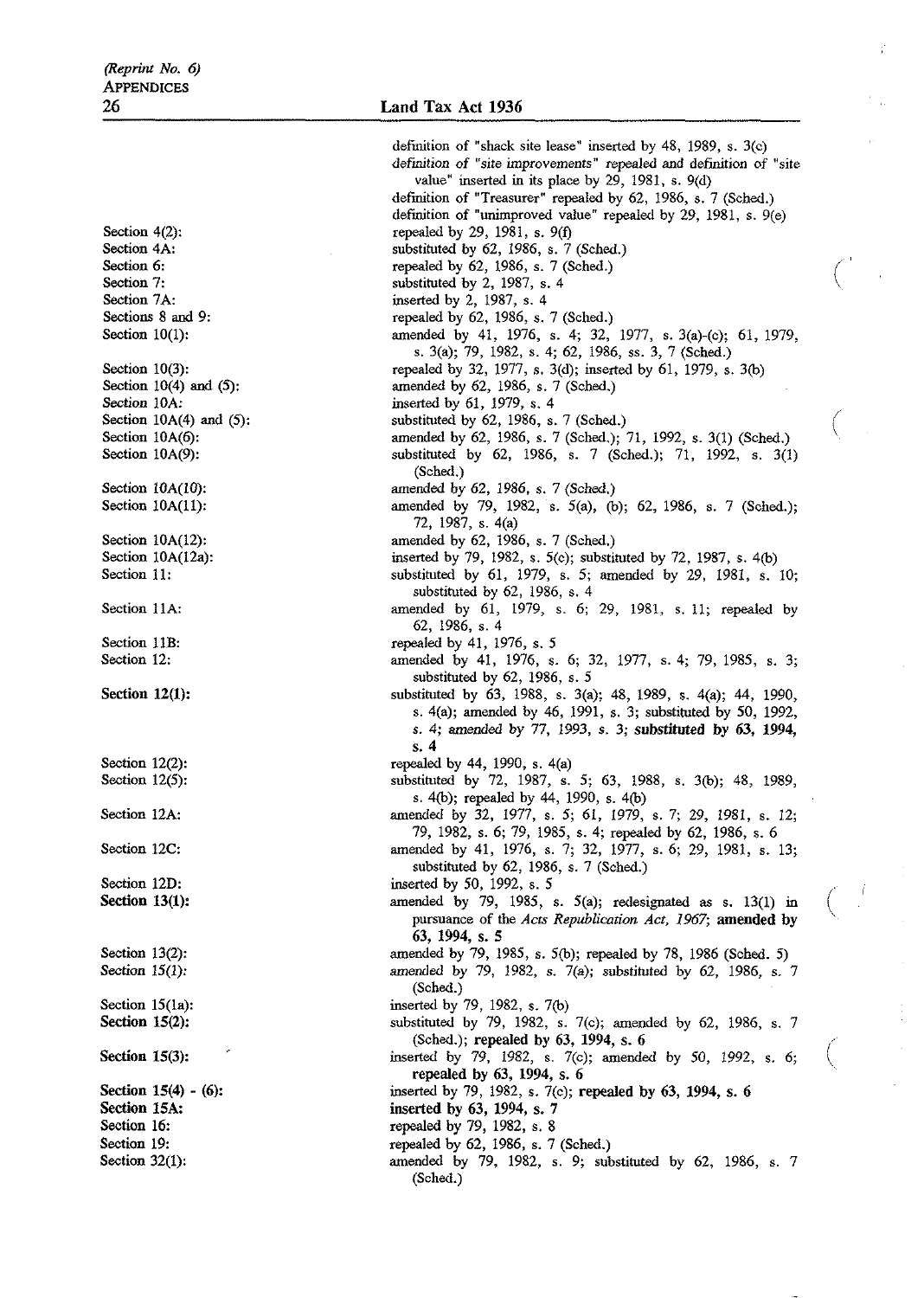definition of "shack site lease" inserted by 48, 1989, s. 3(c)
*definition of "site improvements"* repealed and definition of "site value" inserted in its place by 29, 1981, s. 9(d)
definition of "Treasurer" repealed by 62, 1986, s. 7 (Sched.)
definition of "unimproved value" repealed by 29, 1981, s. 9(e)

| | |
|---|---|
| Section 4(2): | repealed by 29, 1981, s. 9(f) |
| Section 4A: | substituted by 62, 1986, s. 7 (Sched.) |
| Section 6: | repealed by 62, 1986, s. 7 (Sched.) |
| Section 7: | substituted by 2, 1987, s. 4 |
| Section 7A: | inserted by 2, 1987, s. 4 |
| Sections 8 and 9: | repealed by 62, 1986, s. 7 (Sched.) |
| Section 10(1): | amended by 41, 1976, s. 4; 32, 1977, s. 3(a)-(c); 61, 1979, s. 3(a); 79, 1982, s. 4; 62, 1986, ss. 3, 7 (Sched.) |
| Section 10(3): | repealed by 32, 1977, s. 3(d); inserted by 61, 1979, s. 3(b) |
| Section 10(4) and (5): | amended by 62, 1986, s. 7 (Sched.) |
| Section 10A: | inserted by 61, 1979, s. 4 |
| Section 10A(4) and (5): | substituted by 62, 1986, s. 7 (Sched.) |
| Section 10A(6): | amended by 62, 1986, s. 7 (Sched.); 71, 1992, s. 3(1) (Sched.) |
| Section 10A(9): | substituted by 62, 1986, s. 7 (Sched.); 71, 1992, s. 3(1) (Sched.) |
| Section 10A(10): | amended by 62, 1986, s. 7 (Sched.) |
| Section 10A(11): | amended by 79, 1982, s. 5(a), (b); 62, 1986, s. 7 (Sched.); 72, 1987, s. 4(a) |
| Section 10A(12): | amended by 62, 1986, s. 7 (Sched.) |
| Section 10A(12a): | inserted by 79, 1982, s. 5(c); substituted by 72, 1987, s. 4(b) |
| Section 11: | substituted by 61, 1979, s. 5; amended by 29, 1981, s. 10; substituted by 62, 1986, s. 4 |
| Section 11A: | amended by 61, 1979, s. 6; 29, 1981, s. 11; repealed by 62, 1986, s. 4 |
| Section 11B: | repealed by 41, 1976, s. 5 |
| Section 12: | amended by 41, 1976, s. 6; 32, 1977, s. 4; 79, 1985, s. 3; substituted by 62, 1986, s. 5 |
| **Section 12(1):** | substituted by 63, 1988, s. 3(a); 48, 1989, s. 4(a); 44, 1990, s. 4(a); amended by 46, 1991, s. 3; substituted by 50, 1992, s. 4; amended by 77, 1993, s. 3; **substituted by 63, 1994, s. 4** |
| Section 12(2): | repealed by 44, 1990, s. 4(a) |
| Section 12(5): | substituted by 72, 1987, s. 5; 63, 1988, s. 3(b); 48, 1989, s. 4(b); repealed by 44, 1990, s. 4(b) |
| Section 12A: | amended by 32, 1977, s. 5; 61, 1979, s. 7; 29, 1981, s. 12; 79, 1982, s. 6; 79, 1985, s. 4; repealed by 62, 1986, s. 6 |
| Section 12C: | amended by 41, 1976, s. 7; 32, 1977, s. 6; 29, 1981, s. 13; substituted by 62, 1986, s. 7 (Sched.) |
| Section 12D: | inserted by 50, 1992, s. 5 |
| **Section 13(1):** | amended by 79, 1985, s. 5(a); redesignated as s. 13(1) in pursuance of the *Acts Republication Act, 1967*; **amended by 63, 1994, s. 5** |
| Section 13(2): | amended by 79, 1985, s. 5(b); repealed by 78, 1986 (Sched. 5) |
| Section 15(1): | amended by 79, 1982, s. 7(a); substituted by 62, 1986, s. 7 (Sched.) |
| Section 15(1a): | inserted by 79, 1982, s. 7(b) |
| **Section 15(2):** | substituted by 79, 1982, s. 7(c); amended by 62, 1986, s. 7 (Sched.); **repealed by 63, 1994, s. 6** |
| **Section 15(3):** | inserted by 79, 1982, s. 7(c); amended by 50, 1992, s. 6; **repealed by 63, 1994, s. 6** |
| **Section 15(4) - (6):** | inserted by 79, 1982, s. 7(c); **repealed by 63, 1994, s. 6** |
| **Section 15A:** | **inserted by 63, 1994, s. 7** |
| Section 16: | repealed by 79, 1982, s. 8 |
| Section 19: | repealed by 62, 1986, s. 7 (Sched.) |
| Section 32(1): | amended by 79, 1982, s. 9; substituted by 62, 1986, s. 7 (Sched.) |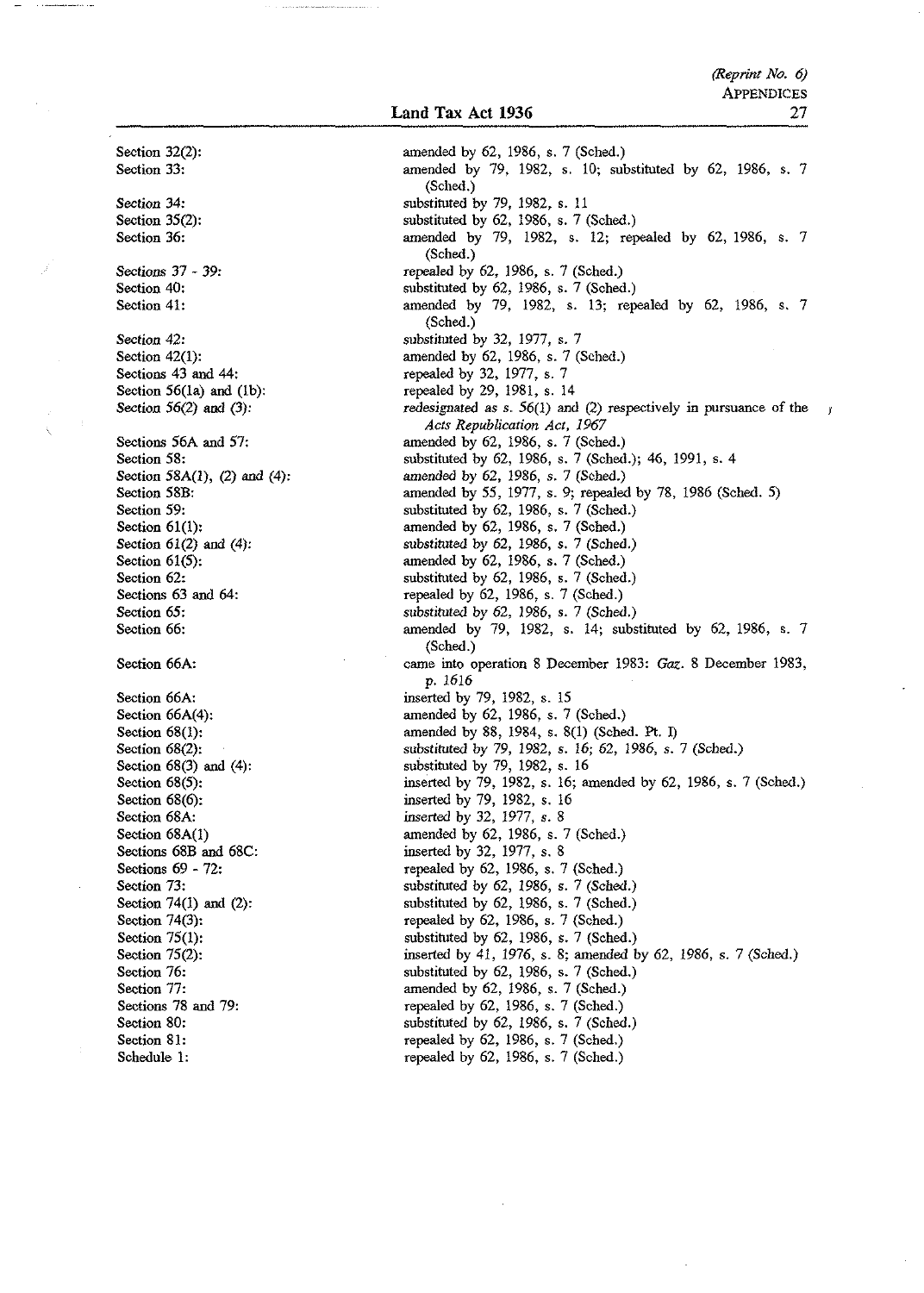| | |
|---|---|
| Section 32(2): | amended by 62, 1986, s. 7 (Sched.) |
| Section 33: | amended by 79, 1982, s. 10; substituted by 62, 1986, s. 7 (Sched.) |
| Section 34: | substituted by 79, 1982, s. 11 |
| Section 35(2): | substituted by 62, 1986, s. 7 (Sched.) |
| Section 36: | amended by 79, 1982, s. 12; repealed by 62, 1986, s. 7 (Sched.) |
| Sections 37 - 39: | repealed by 62, 1986, s. 7 (Sched.) |
| Section 40: | substituted by 62, 1986, s. 7 (Sched.) |
| Section 41: | amended by 79, 1982, s. 13; repealed by 62, 1986, s. 7 (Sched.) |
| Section 42: | substituted by 32, 1977, s. 7 |
| Section 42(1): | amended by 62, 1986, s. 7 (Sched.) |
| Sections 43 and 44: | repealed by 32, 1977, s. 7 |
| Section 56(1a) and (1b): | repealed by 29, 1981, s. 14 |
| Section 56(2) and (3): | redesignated as s. 56(1) and (2) respectively in pursuance of the *Acts Republication Act, 1967* |
| Sections 56A and 57: | amended by 62, 1986, s. 7 (Sched.) |
| Section 58: | substituted by 62, 1986, s. 7 (Sched.); 46, 1991, s. 4 |
| Section 58A(1), (2) and (4): | amended by 62, 1986, s. 7 (Sched.) |
| Section 58B: | amended by 55, 1977, s. 9; repealed by 78, 1986 (Sched. 5) |
| Section 59: | substituted by 62, 1986, s. 7 (Sched.) |
| Section 61(1): | amended by 62, 1986, s. 7 (Sched.) |
| Section 61(2) and (4): | substituted by 62, 1986, s. 7 (Sched.) |
| Section 61(5): | amended by 62, 1986, s. 7 (Sched.) |
| Section 62: | substituted by 62, 1986, s. 7 (Sched.) |
| Sections 63 and 64: | repealed by 62, 1986, s. 7 (Sched.) |
| Section 65: | substituted by 62, 1986, s. 7 (Sched.) |
| Section 66: | amended by 79, 1982, s. 14; substituted by 62, 1986, s. 7 (Sched.) |
| Section 66A: | came into operation 8 December 1983: *Gaz.* 8 December 1983, p. 1616 |
| Section 66A: | inserted by 79, 1982, s. 15 |
| Section 66A(4): | amended by 62, 1986, s. 7 (Sched.) |
| Section 68(1): | amended by 88, 1984, s. 8(1) (Sched. Pt. I) |
| Section 68(2): | substituted by 79, 1982, s. 16; 62, 1986, s. 7 (Sched.) |
| Section 68(3) and (4): | substituted by 79, 1982, s. 16 |
| Section 68(5): | inserted by 79, 1982, s. 16; amended by 62, 1986, s. 7 (Sched.) |
| Section 68(6): | inserted by 79, 1982, s. 16 |
| Section 68A: | inserted by 32, 1977, s. 8 |
| Section 68A(1) | amended by 62, 1986, s. 7 (Sched.) |
| Sections 68B and 68C: | inserted by 32, 1977, s. 8 |
| Sections 69 - 72: | repealed by 62, 1986, s. 7 (Sched.) |
| Section 73: | substituted by 62, 1986, s. 7 (Sched.) |
| Section 74(1) and (2): | substituted by 62, 1986, s. 7 (Sched.) |
| Section 74(3): | repealed by 62, 1986, s. 7 (Sched.) |
| Section 75(1): | substituted by 62, 1986, s. 7 (Sched.) |
| Section 75(2): | inserted by 41, 1976, s. 8; amended by 62, 1986, s. 7 (Sched.) |
| Section 76: | substituted by 62, 1986, s. 7 (Sched.) |
| Section 77: | amended by 62, 1986, s. 7 (Sched.) |
| Sections 78 and 79: | repealed by 62, 1986, s. 7 (Sched.) |
| Section 80: | substituted by 62, 1986, s. 7 (Sched.) |
| Section 81: | repealed by 62, 1986, s. 7 (Sched.) |
| Schedule 1: | repealed by 62, 1986, s. 7 (Sched.) |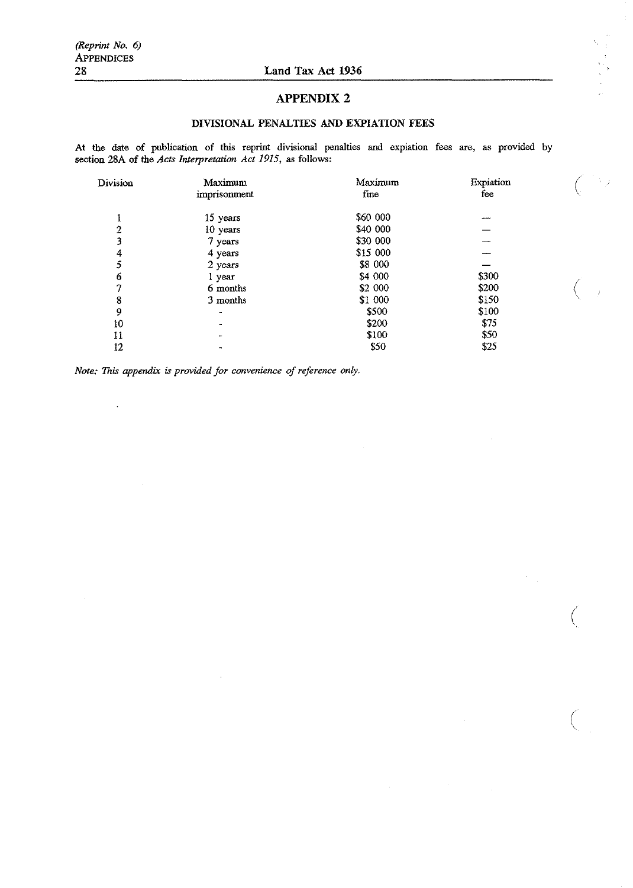## APPENDIX 2

### DIVISIONAL PENALTIES AND EXPIATION FEES

At the date of publication of this reprint divisional penalties and expiation fees are, as provided by section 28A of the *Acts Interpretation Act 1915*, as follows:

| Division | Maximum imprisonment | Maximum fine | Expiation fee |
|---|---|---|---|
| 1 | 15 years | $60 000 | — |
| 2 | 10 years | $40 000 | — |
| 3 | 7 years | $30 000 | — |
| 4 | 4 years | $15 000 | — |
| 5 | 2 years | $8 000 | — |
| 6 | 1 year | $4 000 | $300 |
| 7 | 6 months | $2 000 | $200 |
| 8 | 3 months | $1 000 | $150 |
| 9 | - | $500 | $100 |
| 10 | - | $200 | $75 |
| 11 | - | $100 | $50 |
| 12 | - | $50 | $25 |

*Note: This appendix is provided for convenience of reference only.*